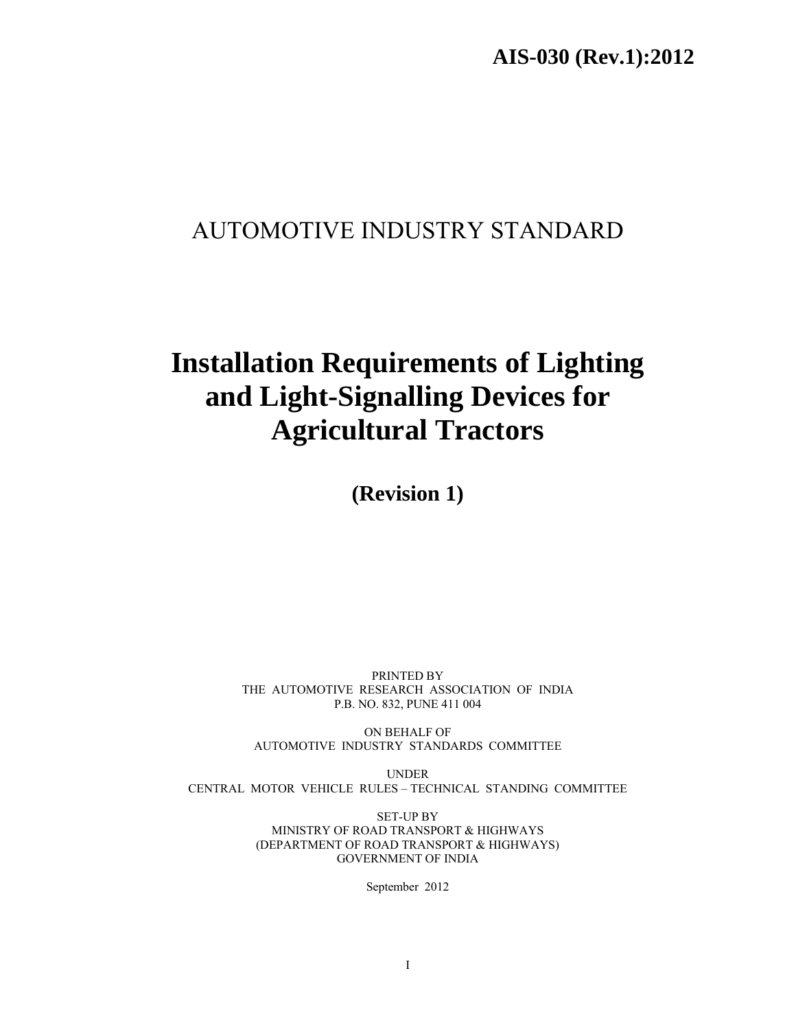**AIS-030 (Rev.1):2012**

AUTOMOTIVE INDUSTRY STANDARD

# Installation Requirements of Lighting and Light-Signalling Devices for Agricultural Tractors

**(Revision 1)**

PRINTED BY
THE AUTOMOTIVE RESEARCH ASSOCIATION OF INDIA
P.B. NO. 832, PUNE 411 004

ON BEHALF OF
AUTOMOTIVE INDUSTRY STANDARDS COMMITTEE

UNDER
CENTRAL MOTOR VEHICLE RULES – TECHNICAL STANDING COMMITTEE

SET-UP BY
MINISTRY OF ROAD TRANSPORT & HIGHWAYS
(DEPARTMENT OF ROAD TRANSPORT & HIGHWAYS)
GOVERNMENT OF INDIA

September 2012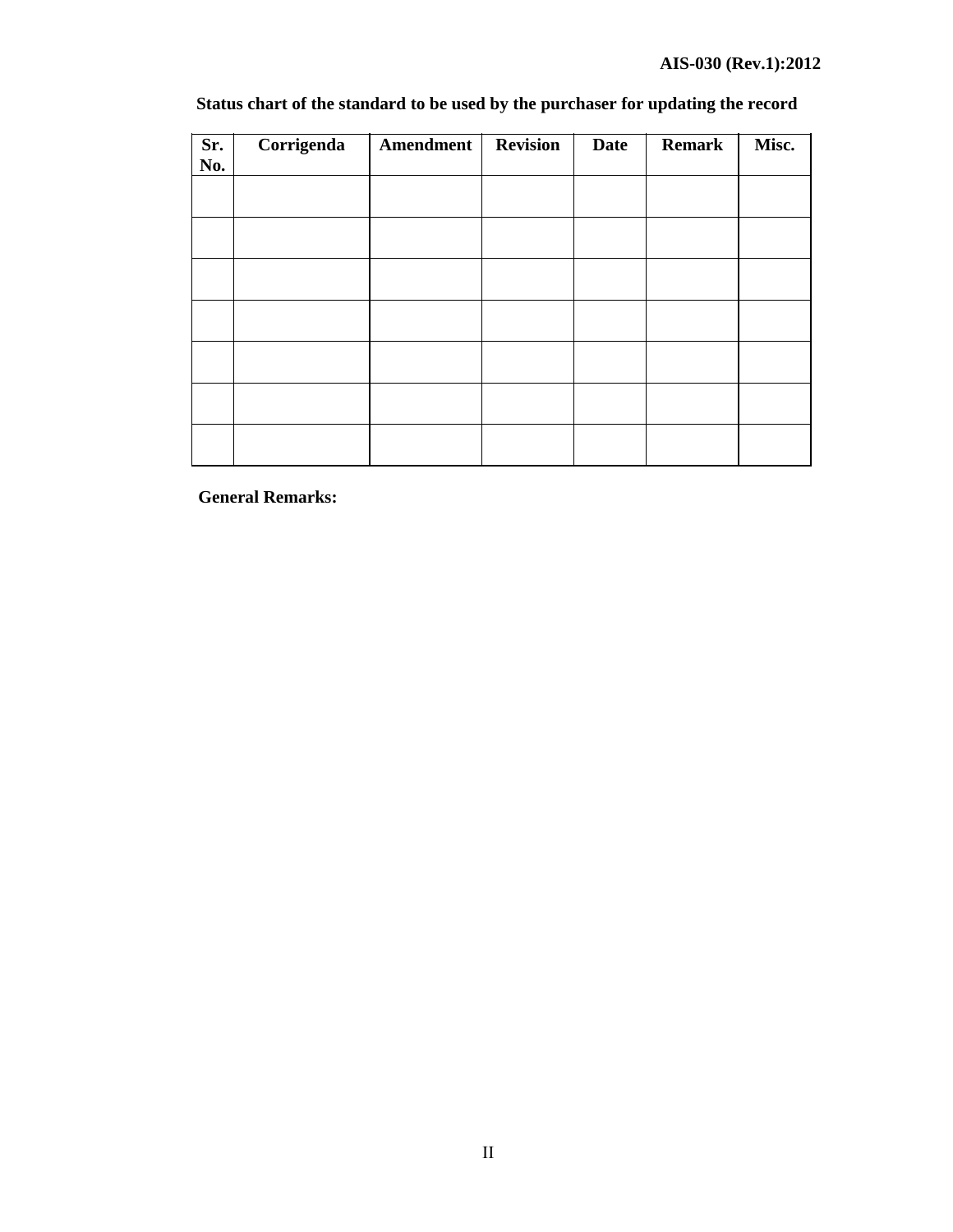**Status chart of the standard to be used by the purchaser for updating the record**

| Sr. No. | Corrigenda | Amendment | Revision | Date | Remark | Misc. |
|---|---|---|---|---|---|---|
| | | | | | | |
| | | | | | | |
| | | | | | | |
| | | | | | | |
| | | | | | | |
| | | | | | | |
| | | | | | | |

**General Remarks:**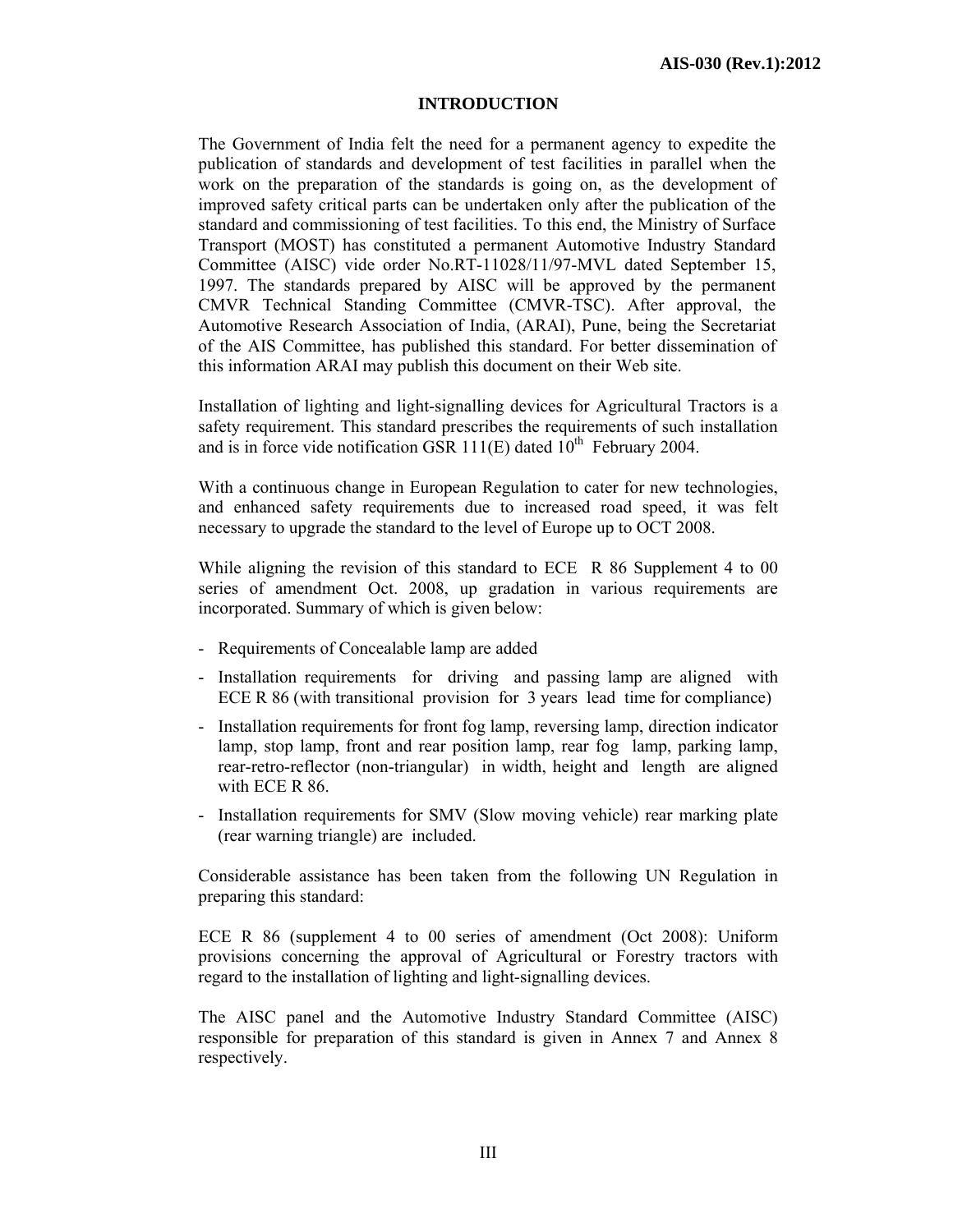## INTRODUCTION

The Government of India felt the need for a permanent agency to expedite the publication of standards and development of test facilities in parallel when the work on the preparation of the standards is going on, as the development of improved safety critical parts can be undertaken only after the publication of the standard and commissioning of test facilities. To this end, the Ministry of Surface Transport (MOST) has constituted a permanent Automotive Industry Standard Committee (AISC) vide order No.RT-11028/11/97-MVL dated September 15, 1997. The standards prepared by AISC will be approved by the permanent CMVR Technical Standing Committee (CMVR-TSC). After approval, the Automotive Research Association of India, (ARAI), Pune, being the Secretariat of the AIS Committee, has published this standard. For better dissemination of this information ARAI may publish this document on their Web site.

Installation of lighting and light-signalling devices for Agricultural Tractors is a safety requirement. This standard prescribes the requirements of such installation and is in force vide notification GSR 111(E) dated 10th February 2004.

With a continuous change in European Regulation to cater for new technologies, and enhanced safety requirements due to increased road speed, it was felt necessary to upgrade the standard to the level of Europe up to OCT 2008.

While aligning the revision of this standard to ECE R 86 Supplement 4 to 00 series of amendment Oct. 2008, up gradation in various requirements are incorporated. Summary of which is given below:

- Requirements of Concealable lamp are added
- Installation requirements for driving and passing lamp are aligned with ECE R 86 (with transitional provision for 3 years lead time for compliance)
- Installation requirements for front fog lamp, reversing lamp, direction indicator lamp, stop lamp, front and rear position lamp, rear fog lamp, parking lamp, rear-retro-reflector (non-triangular) in width, height and length are aligned with ECE R 86.
- Installation requirements for SMV (Slow moving vehicle) rear marking plate (rear warning triangle) are included.

Considerable assistance has been taken from the following UN Regulation in preparing this standard:

ECE R 86 (supplement 4 to 00 series of amendment (Oct 2008): Uniform provisions concerning the approval of Agricultural or Forestry tractors with regard to the installation of lighting and light-signalling devices.

The AISC panel and the Automotive Industry Standard Committee (AISC) responsible for preparation of this standard is given in Annex 7 and Annex 8 respectively.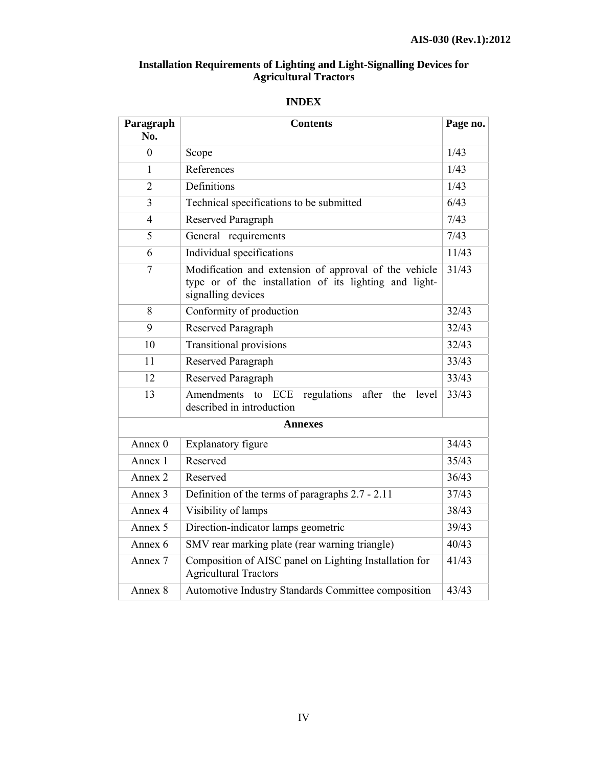## Installation Requirements of Lighting and Light-Signalling Devices for Agricultural Tractors

### INDEX

| Paragraph No. | Contents | Page no. |
|---|---|---|
| 0 | Scope | 1/43 |
| 1 | References | 1/43 |
| 2 | Definitions | 1/43 |
| 3 | Technical specifications to be submitted | 6/43 |
| 4 | Reserved Paragraph | 7/43 |
| 5 | General requirements | 7/43 |
| 6 | Individual specifications | 11/43 |
| 7 | Modification and extension of approval of the vehicle type or of the installation of its lighting and light-signalling devices | 31/43 |
| 8 | Conformity of production | 32/43 |
| 9 | Reserved Paragraph | 32/43 |
| 10 | Transitional provisions | 32/43 |
| 11 | Reserved Paragraph | 33/43 |
| 12 | Reserved Paragraph | 33/43 |
| 13 | Amendments to ECE regulations after the level described in introduction | 33/43 |
| **Annexes** | | |
| Annex 0 | Explanatory figure | 34/43 |
| Annex 1 | Reserved | 35/43 |
| Annex 2 | Reserved | 36/43 |
| Annex 3 | Definition of the terms of paragraphs 2.7 - 2.11 | 37/43 |
| Annex 4 | Visibility of lamps | 38/43 |
| Annex 5 | Direction-indicator lamps geometric | 39/43 |
| Annex 6 | SMV rear marking plate (rear warning triangle) | 40/43 |
| Annex 7 | Composition of AISC panel on Lighting Installation for Agricultural Tractors | 41/43 |
| Annex 8 | Automotive Industry Standards Committee composition | 43/43 |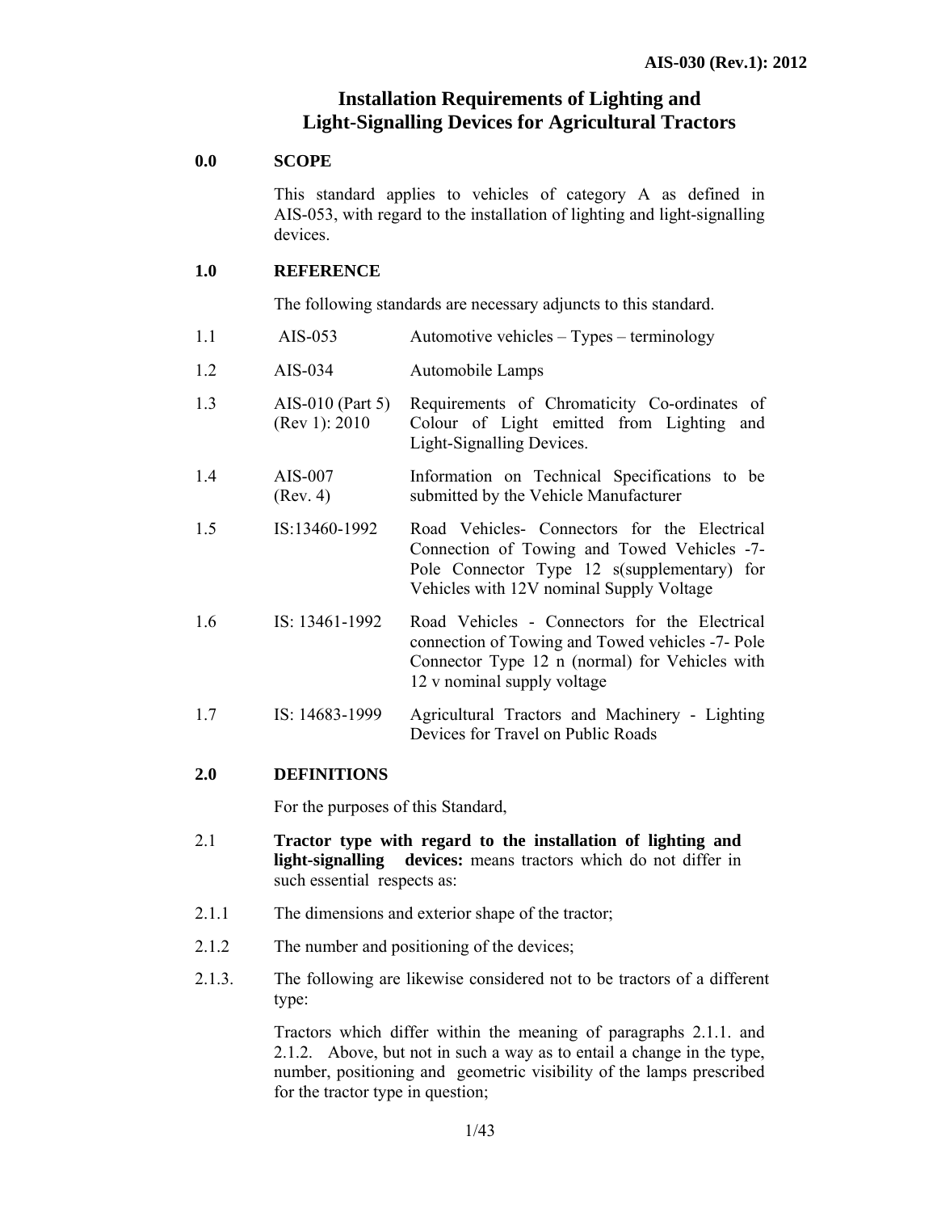# Installation Requirements of Lighting and Light-Signalling Devices for Agricultural Tractors

## 0.0 SCOPE

This standard applies to vehicles of category A as defined in AIS-053, with regard to the installation of lighting and light-signalling devices.

## 1.0 REFERENCE

The following standards are necessary adjuncts to this standard.

| | | |
|---|---|---|
| 1.1 | AIS-053 | Automotive vehicles – Types – terminology |
| 1.2 | AIS-034 | Automobile Lamps |
| 1.3 | AIS-010 (Part 5) (Rev 1): 2010 | Requirements of Chromaticity Co-ordinates of Colour of Light emitted from Lighting and Light-Signalling Devices. |
| 1.4 | AIS-007 (Rev. 4) | Information on Technical Specifications to be submitted by the Vehicle Manufacturer |
| 1.5 | IS:13460-1992 | Road Vehicles- Connectors for the Electrical Connection of Towing and Towed Vehicles -7-Pole Connector Type 12 s(supplementary) for Vehicles with 12V nominal Supply Voltage |
| 1.6 | IS: 13461-1992 | Road Vehicles - Connectors for the Electrical connection of Towing and Towed vehicles -7- Pole Connector Type 12 n (normal) for Vehicles with 12 v nominal supply voltage |
| 1.7 | IS: 14683-1999 | Agricultural Tractors and Machinery - Lighting Devices for Travel on Public Roads |

## 2.0 DEFINITIONS

For the purposes of this Standard,

2.1 **Tractor type with regard to the installation of lighting and light-signalling devices:** means tractors which do not differ in such essential respects as:

2.1.1 The dimensions and exterior shape of the tractor;

2.1.2 The number and positioning of the devices;

2.1.3. The following are likewise considered not to be tractors of a different type:

Tractors which differ within the meaning of paragraphs 2.1.1. and 2.1.2. Above, but not in such a way as to entail a change in the type, number, positioning and geometric visibility of the lamps prescribed for the tractor type in question;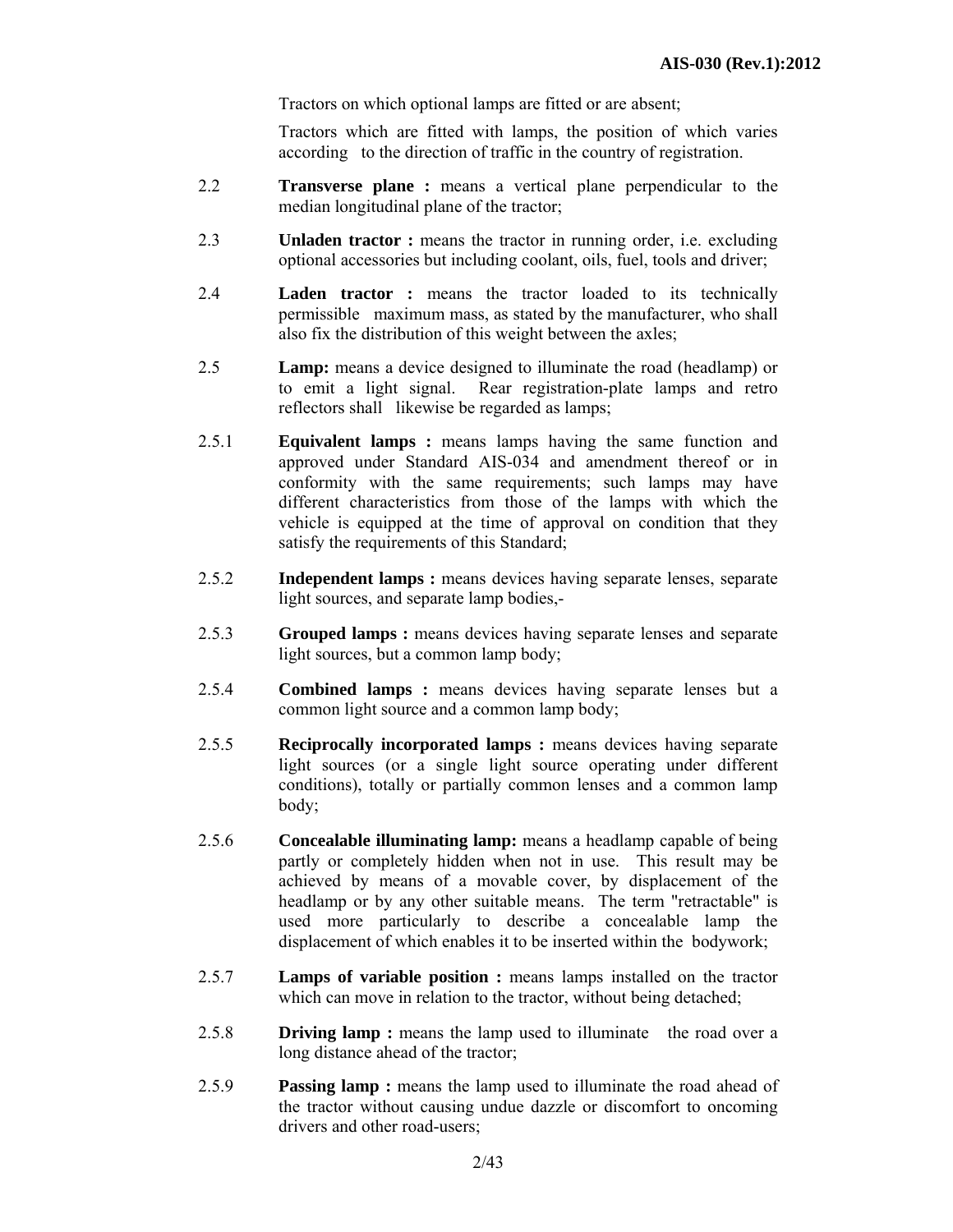Tractors on which optional lamps are fitted or are absent;

Tractors which are fitted with lamps, the position of which varies according to the direction of traffic in the country of registration.

2.2 **Transverse plane :** means a vertical plane perpendicular to the median longitudinal plane of the tractor;

2.3 **Unladen tractor :** means the tractor in running order, i.e. excluding optional accessories but including coolant, oils, fuel, tools and driver;

2.4 **Laden tractor :** means the tractor loaded to its technically permissible maximum mass, as stated by the manufacturer, who shall also fix the distribution of this weight between the axles;

2.5 **Lamp:** means a device designed to illuminate the road (headlamp) or to emit a light signal. Rear registration-plate lamps and retro reflectors shall likewise be regarded as lamps;

2.5.1 **Equivalent lamps :** means lamps having the same function and approved under Standard AIS-034 and amendment thereof or in conformity with the same requirements; such lamps may have different characteristics from those of the lamps with which the vehicle is equipped at the time of approval on condition that they satisfy the requirements of this Standard;

2.5.2 **Independent lamps :** means devices having separate lenses, separate light sources, and separate lamp bodies,-

2.5.3 **Grouped lamps :** means devices having separate lenses and separate light sources, but a common lamp body;

2.5.4 **Combined lamps :** means devices having separate lenses but a common light source and a common lamp body;

2.5.5 **Reciprocally incorporated lamps :** means devices having separate light sources (or a single light source operating under different conditions), totally or partially common lenses and a common lamp body;

2.5.6 **Concealable illuminating lamp:** means a headlamp capable of being partly or completely hidden when not in use. This result may be achieved by means of a movable cover, by displacement of the headlamp or by any other suitable means. The term "retractable" is used more particularly to describe a concealable lamp the displacement of which enables it to be inserted within the bodywork;

2.5.7 **Lamps of variable position :** means lamps installed on the tractor which can move in relation to the tractor, without being detached;

2.5.8 **Driving lamp :** means the lamp used to illuminate the road over a long distance ahead of the tractor;

2.5.9 **Passing lamp :** means the lamp used to illuminate the road ahead of the tractor without causing undue dazzle or discomfort to oncoming drivers and other road-users;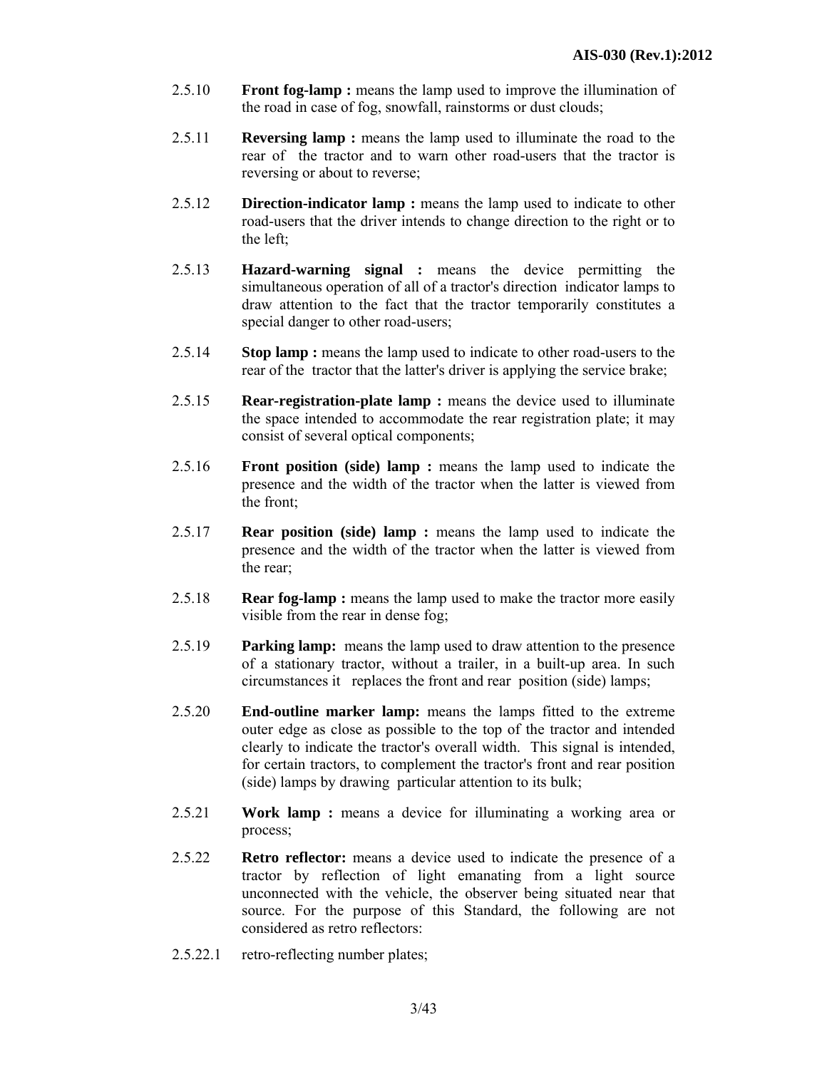2.5.10 **Front fog-lamp :** means the lamp used to improve the illumination of the road in case of fog, snowfall, rainstorms or dust clouds;

2.5.11 **Reversing lamp :** means the lamp used to illuminate the road to the rear of the tractor and to warn other road-users that the tractor is reversing or about to reverse;

2.5.12 **Direction-indicator lamp :** means the lamp used to indicate to other road-users that the driver intends to change direction to the right or to the left;

2.5.13 **Hazard-warning signal :** means the device permitting the simultaneous operation of all of a tractor's direction indicator lamps to draw attention to the fact that the tractor temporarily constitutes a special danger to other road-users;

2.5.14 **Stop lamp :** means the lamp used to indicate to other road-users to the rear of the tractor that the latter's driver is applying the service brake;

2.5.15 **Rear-registration-plate lamp :** means the device used to illuminate the space intended to accommodate the rear registration plate; it may consist of several optical components;

2.5.16 **Front position (side) lamp :** means the lamp used to indicate the presence and the width of the tractor when the latter is viewed from the front;

2.5.17 **Rear position (side) lamp :** means the lamp used to indicate the presence and the width of the tractor when the latter is viewed from the rear;

2.5.18 **Rear fog-lamp :** means the lamp used to make the tractor more easily visible from the rear in dense fog;

2.5.19 **Parking lamp:** means the lamp used to draw attention to the presence of a stationary tractor, without a trailer, in a built-up area. In such circumstances it replaces the front and rear position (side) lamps;

2.5.20 **End-outline marker lamp:** means the lamps fitted to the extreme outer edge as close as possible to the top of the tractor and intended clearly to indicate the tractor's overall width. This signal is intended, for certain tractors, to complement the tractor's front and rear position (side) lamps by drawing particular attention to its bulk;

2.5.21 **Work lamp :** means a device for illuminating a working area or process;

2.5.22 **Retro reflector:** means a device used to indicate the presence of a tractor by reflection of light emanating from a light source unconnected with the vehicle, the observer being situated near that source. For the purpose of this Standard, the following are not considered as retro reflectors:

2.5.22.1 retro-reflecting number plates;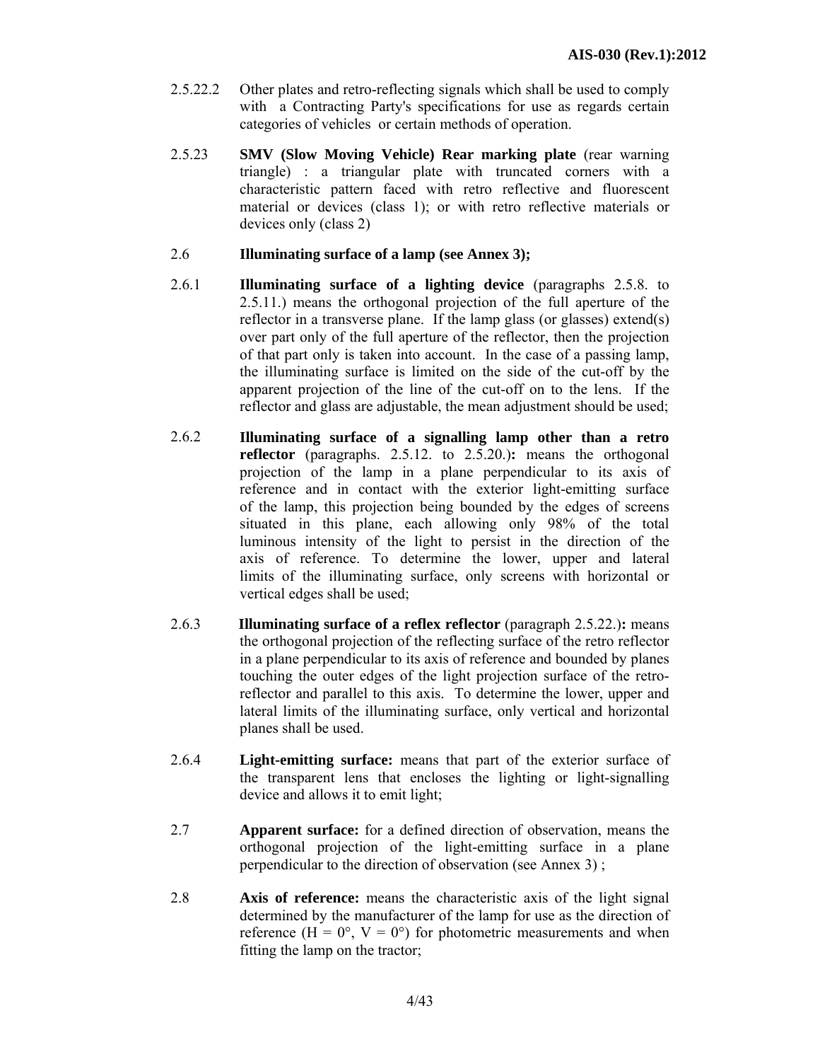2.5.22.2 Other plates and retro-reflecting signals which shall be used to comply with a Contracting Party's specifications for use as regards certain categories of vehicles or certain methods of operation.

2.5.23 **SMV (Slow Moving Vehicle) Rear marking plate** (rear warning triangle) : a triangular plate with truncated corners with a characteristic pattern faced with retro reflective and fluorescent material or devices (class 1); or with retro reflective materials or devices only (class 2)

2.6 **Illuminating surface of a lamp (see Annex 3);**

2.6.1 **Illuminating surface of a lighting device** (paragraphs 2.5.8. to 2.5.11.) means the orthogonal projection of the full aperture of the reflector in a transverse plane. If the lamp glass (or glasses) extend(s) over part only of the full aperture of the reflector, then the projection of that part only is taken into account. In the case of a passing lamp, the illuminating surface is limited on the side of the cut-off by the apparent projection of the line of the cut-off on to the lens. If the reflector and glass are adjustable, the mean adjustment should be used;

2.6.2 **Illuminating surface of a signalling lamp other than a retro reflector** (paragraphs. 2.5.12. to 2.5.20.)**:** means the orthogonal projection of the lamp in a plane perpendicular to its axis of reference and in contact with the exterior light-emitting surface of the lamp, this projection being bounded by the edges of screens situated in this plane, each allowing only 98% of the total luminous intensity of the light to persist in the direction of the axis of reference. To determine the lower, upper and lateral limits of the illuminating surface, only screens with horizontal or vertical edges shall be used;

2.6.3 **Illuminating surface of a reflex reflector** (paragraph 2.5.22.)**:** means the orthogonal projection of the reflecting surface of the retro reflector in a plane perpendicular to its axis of reference and bounded by planes touching the outer edges of the light projection surface of the retro-reflector and parallel to this axis. To determine the lower, upper and lateral limits of the illuminating surface, only vertical and horizontal planes shall be used.

2.6.4 **Light-emitting surface:** means that part of the exterior surface of the transparent lens that encloses the lighting or light-signalling device and allows it to emit light;

2.7 **Apparent surface:** for a defined direction of observation, means the orthogonal projection of the light-emitting surface in a plane perpendicular to the direction of observation (see Annex 3) ;

2.8 **Axis of reference:** means the characteristic axis of the light signal determined by the manufacturer of the lamp for use as the direction of reference (H = 0°, V = 0°) for photometric measurements and when fitting the lamp on the tractor;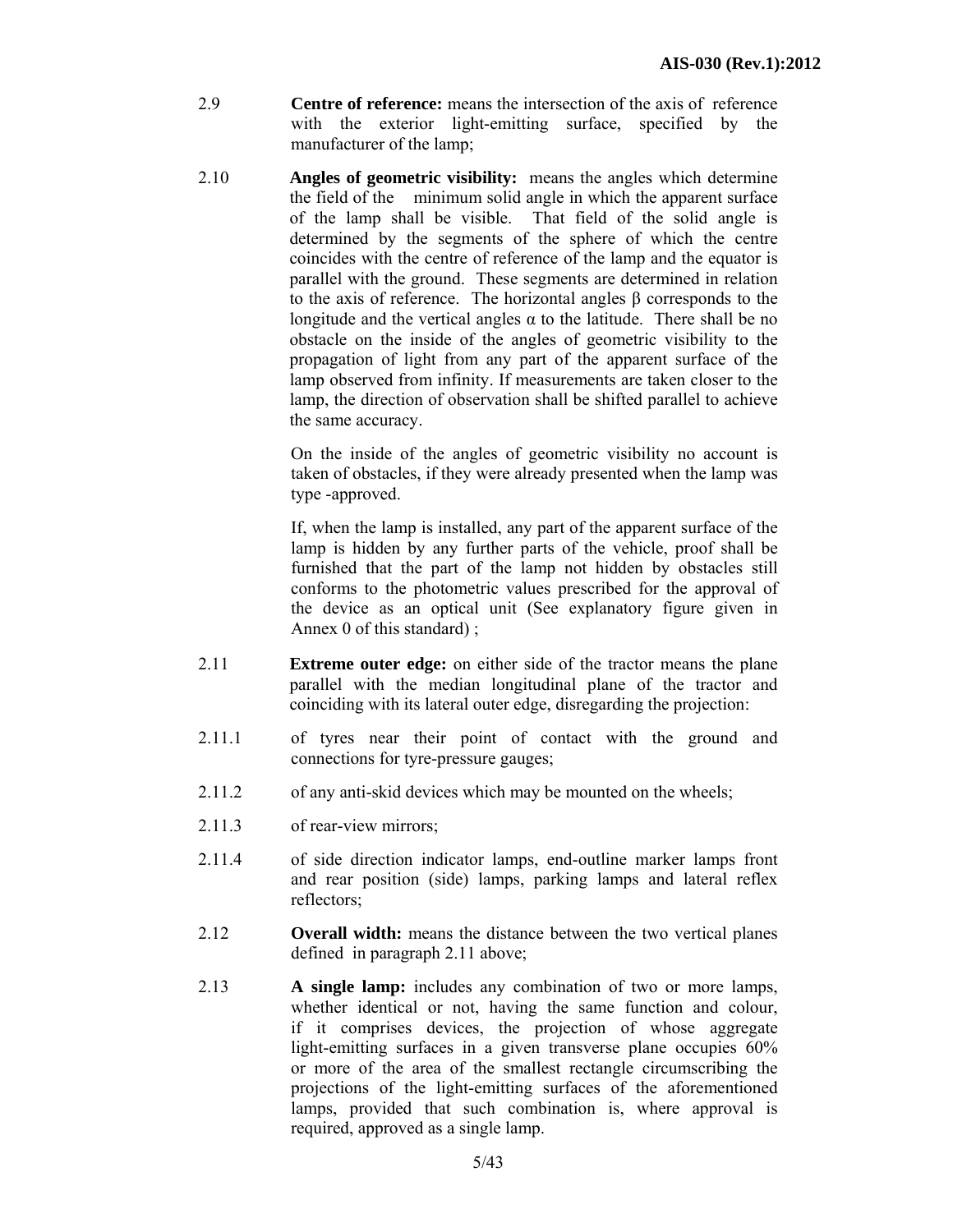2.9 **Centre of reference:** means the intersection of the axis of reference with the exterior light-emitting surface, specified by the manufacturer of the lamp;

2.10 **Angles of geometric visibility:** means the angles which determine the field of the minimum solid angle in which the apparent surface of the lamp shall be visible. That field of the solid angle is determined by the segments of the sphere of which the centre coincides with the centre of reference of the lamp and the equator is parallel with the ground. These segments are determined in relation to the axis of reference. The horizontal angles β corresponds to the longitude and the vertical angles α to the latitude. There shall be no obstacle on the inside of the angles of geometric visibility to the propagation of light from any part of the apparent surface of the lamp observed from infinity. If measurements are taken closer to the lamp, the direction of observation shall be shifted parallel to achieve the same accuracy.

On the inside of the angles of geometric visibility no account is taken of obstacles, if they were already presented when the lamp was type -approved.

If, when the lamp is installed, any part of the apparent surface of the lamp is hidden by any further parts of the vehicle, proof shall be furnished that the part of the lamp not hidden by obstacles still conforms to the photometric values prescribed for the approval of the device as an optical unit (See explanatory figure given in Annex 0 of this standard) ;

2.11 **Extreme outer edge:** on either side of the tractor means the plane parallel with the median longitudinal plane of the tractor and coinciding with its lateral outer edge, disregarding the projection:

2.11.1 of tyres near their point of contact with the ground and connections for tyre-pressure gauges;

2.11.2 of any anti-skid devices which may be mounted on the wheels;

2.11.3 of rear-view mirrors;

2.11.4 of side direction indicator lamps, end-outline marker lamps front and rear position (side) lamps, parking lamps and lateral reflex reflectors;

2.12 **Overall width:** means the distance between the two vertical planes defined in paragraph 2.11 above;

2.13 **A single lamp:** includes any combination of two or more lamps, whether identical or not, having the same function and colour, if it comprises devices, the projection of whose aggregate light-emitting surfaces in a given transverse plane occupies 60% or more of the area of the smallest rectangle circumscribing the projections of the light-emitting surfaces of the aforementioned lamps, provided that such combination is, where approval is required, approved as a single lamp.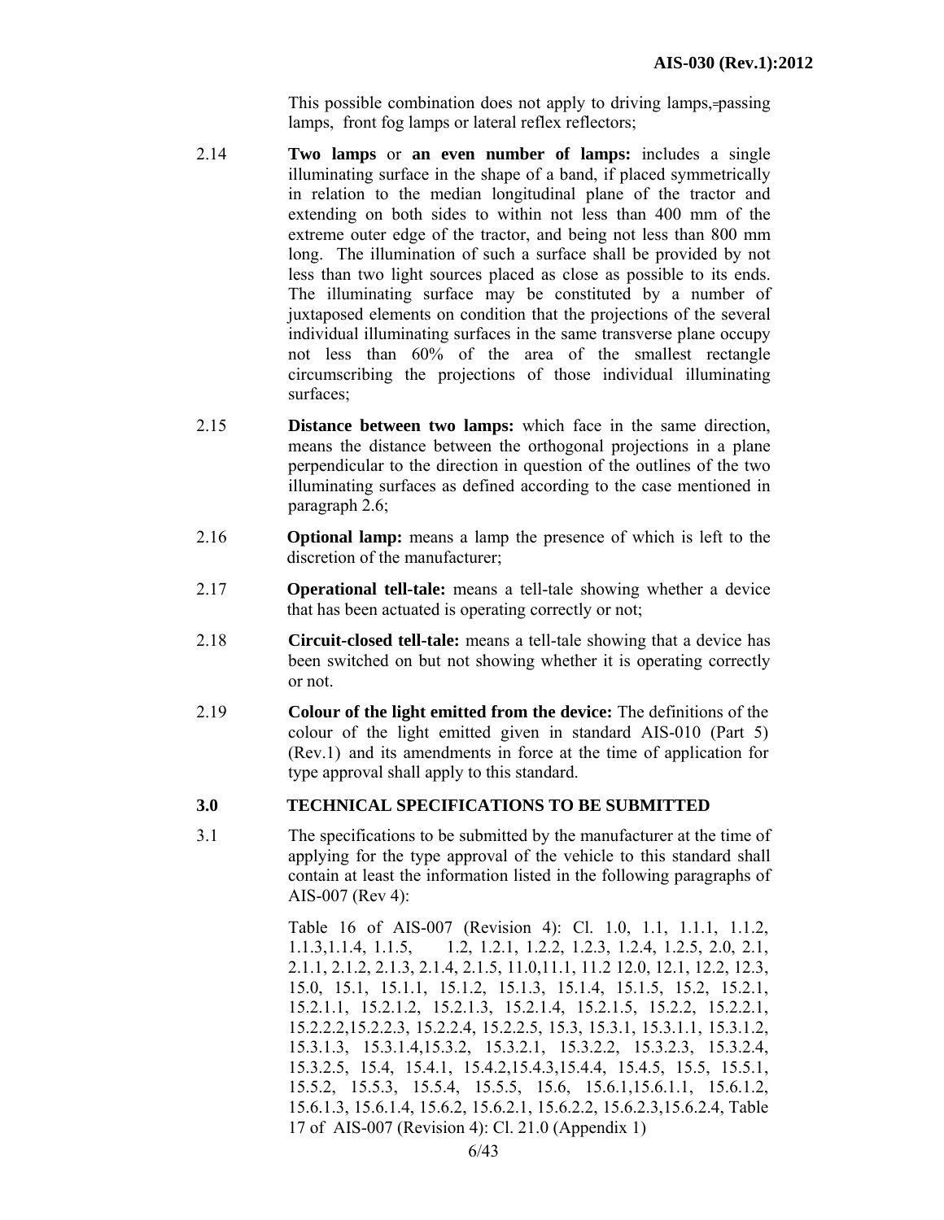This possible combination does not apply to driving lamps, passing lamps, front fog lamps or lateral reflex reflectors;

2.14 **Two lamps** or **an even number of lamps:** includes a single illuminating surface in the shape of a band, if placed symmetrically in relation to the median longitudinal plane of the tractor and extending on both sides to within not less than 400 mm of the extreme outer edge of the tractor, and being not less than 800 mm long. The illumination of such a surface shall be provided by not less than two light sources placed as close as possible to its ends. The illuminating surface may be constituted by a number of juxtaposed elements on condition that the projections of the several individual illuminating surfaces in the same transverse plane occupy not less than 60% of the area of the smallest rectangle circumscribing the projections of those individual illuminating surfaces;

2.15 **Distance between two lamps:** which face in the same direction, means the distance between the orthogonal projections in a plane perpendicular to the direction in question of the outlines of the two illuminating surfaces as defined according to the case mentioned in paragraph 2.6;

2.16 **Optional lamp:** means a lamp the presence of which is left to the discretion of the manufacturer;

2.17 **Operational tell-tale:** means a tell-tale showing whether a device that has been actuated is operating correctly or not;

2.18 **Circuit-closed tell-tale:** means a tell-tale showing that a device has been switched on but not showing whether it is operating correctly or not.

2.19 **Colour of the light emitted from the device:** The definitions of the colour of the light emitted given in standard AIS-010 (Part 5) (Rev.1) and its amendments in force at the time of application for type approval shall apply to this standard.

## 3.0 TECHNICAL SPECIFICATIONS TO BE SUBMITTED

3.1 The specifications to be submitted by the manufacturer at the time of applying for the type approval of the vehicle to this standard shall contain at least the information listed in the following paragraphs of AIS-007 (Rev 4):

Table 16 of AIS-007 (Revision 4): Cl. 1.0, 1.1, 1.1.1, 1.1.2, 1.1.3,1.1.4, 1.1.5, 1.2, 1.2.1, 1.2.2, 1.2.3, 1.2.4, 1.2.5, 2.0, 2.1, 2.1.1, 2.1.2, 2.1.3, 2.1.4, 2.1.5, 11.0,11.1, 11.2 12.0, 12.1, 12.2, 12.3, 15.0, 15.1, 15.1.1, 15.1.2, 15.1.3, 15.1.4, 15.1.5, 15.2, 15.2.1, 15.2.1.1, 15.2.1.2, 15.2.1.3, 15.2.1.4, 15.2.1.5, 15.2.2, 15.2.2.1, 15.2.2.2,15.2.2.3, 15.2.2.4, 15.2.2.5, 15.3, 15.3.1, 15.3.1.1, 15.3.1.2, 15.3.1.3, 15.3.1.4,15.3.2, 15.3.2.1, 15.3.2.2, 15.3.2.3, 15.3.2.4, 15.3.2.5, 15.4, 15.4.1, 15.4.2,15.4.3,15.4.4, 15.4.5, 15.5, 15.5.1, 15.5.2, 15.5.3, 15.5.4, 15.5.5, 15.6, 15.6.1,15.6.1.1, 15.6.1.2, 15.6.1.3, 15.6.1.4, 15.6.2, 15.6.2.1, 15.6.2.2, 15.6.2.3,15.6.2.4, Table 17 of AIS-007 (Revision 4): Cl. 21.0 (Appendix 1)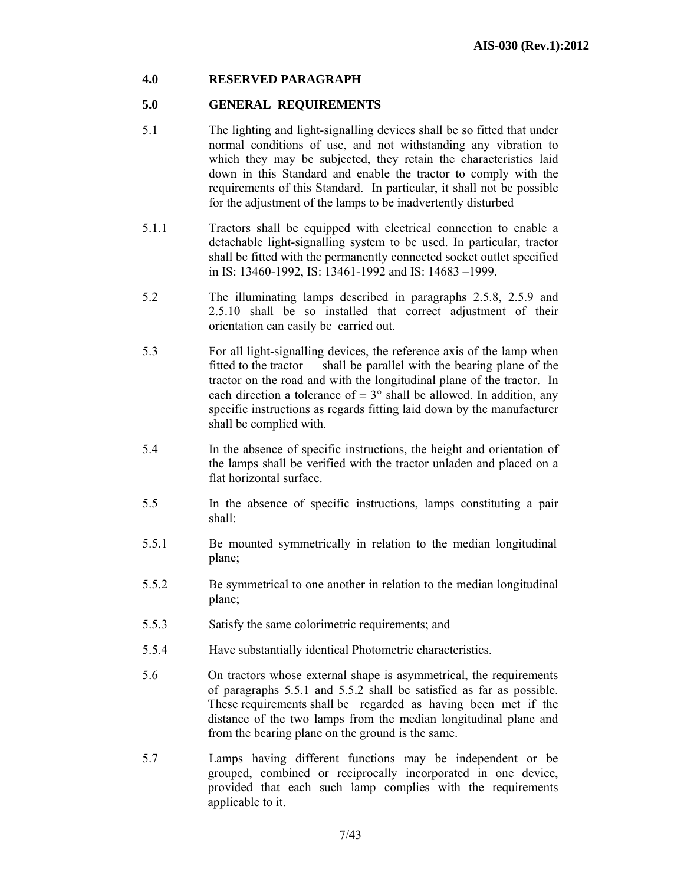## 4.0 RESERVED PARAGRAPH

## 5.0 GENERAL REQUIREMENTS

5.1 The lighting and light-signalling devices shall be so fitted that under normal conditions of use, and not withstanding any vibration to which they may be subjected, they retain the characteristics laid down in this Standard and enable the tractor to comply with the requirements of this Standard. In particular, it shall not be possible for the adjustment of the lamps to be inadvertently disturbed

5.1.1 Tractors shall be equipped with electrical connection to enable a detachable light-signalling system to be used. In particular, tractor shall be fitted with the permanently connected socket outlet specified in IS: 13460-1992, IS: 13461-1992 and IS: 14683 –1999.

5.2 The illuminating lamps described in paragraphs 2.5.8, 2.5.9 and 2.5.10 shall be so installed that correct adjustment of their orientation can easily be carried out.

5.3 For all light-signalling devices, the reference axis of the lamp when fitted to the tractor shall be parallel with the bearing plane of the tractor on the road and with the longitudinal plane of the tractor. In each direction a tolerance of ± 3° shall be allowed. In addition, any specific instructions as regards fitting laid down by the manufacturer shall be complied with.

5.4 In the absence of specific instructions, the height and orientation of the lamps shall be verified with the tractor unladen and placed on a flat horizontal surface.

5.5 In the absence of specific instructions, lamps constituting a pair shall:

5.5.1 Be mounted symmetrically in relation to the median longitudinal plane;

5.5.2 Be symmetrical to one another in relation to the median longitudinal plane;

5.5.3 Satisfy the same colorimetric requirements; and

5.5.4 Have substantially identical Photometric characteristics.

5.6 On tractors whose external shape is asymmetrical, the requirements of paragraphs 5.5.1 and 5.5.2 shall be satisfied as far as possible. These requirements shall be regarded as having been met if the distance of the two lamps from the median longitudinal plane and from the bearing plane on the ground is the same.

5.7 Lamps having different functions may be independent or be grouped, combined or reciprocally incorporated in one device, provided that each such lamp complies with the requirements applicable to it.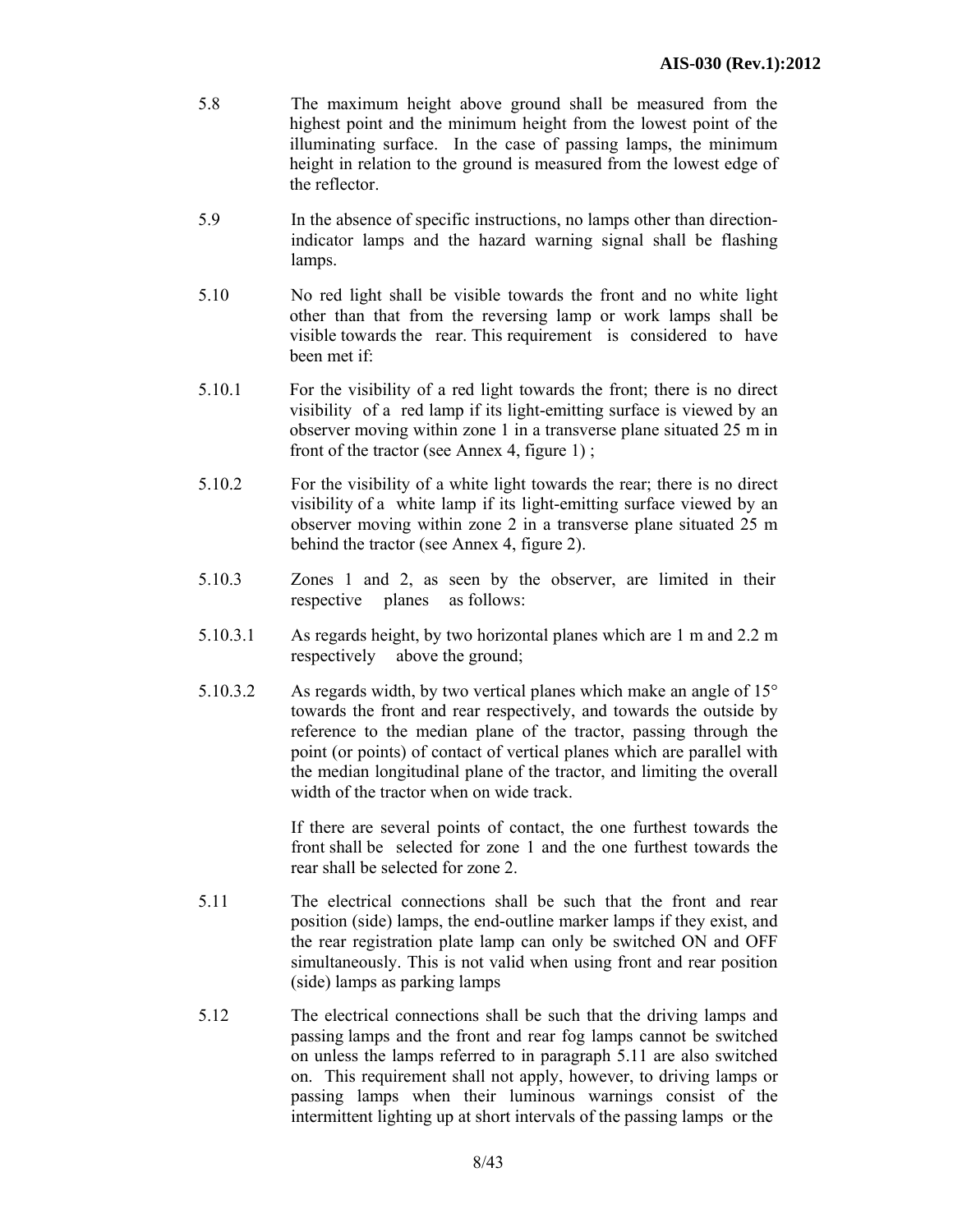5.8 The maximum height above ground shall be measured from the highest point and the minimum height from the lowest point of the illuminating surface. In the case of passing lamps, the minimum height in relation to the ground is measured from the lowest edge of the reflector.

5.9 In the absence of specific instructions, no lamps other than direction-indicator lamps and the hazard warning signal shall be flashing lamps.

5.10 No red light shall be visible towards the front and no white light other than that from the reversing lamp or work lamps shall be visible towards the rear. This requirement is considered to have been met if:

5.10.1 For the visibility of a red light towards the front; there is no direct visibility of a red lamp if its light-emitting surface is viewed by an observer moving within zone 1 in a transverse plane situated 25 m in front of the tractor (see Annex 4, figure 1) ;

5.10.2 For the visibility of a white light towards the rear; there is no direct visibility of a white lamp if its light-emitting surface viewed by an observer moving within zone 2 in a transverse plane situated 25 m behind the tractor (see Annex 4, figure 2).

5.10.3 Zones 1 and 2, as seen by the observer, are limited in their respective planes as follows:

5.10.3.1 As regards height, by two horizontal planes which are 1 m and 2.2 m respectively above the ground;

5.10.3.2 As regards width, by two vertical planes which make an angle of 15° towards the front and rear respectively, and towards the outside by reference to the median plane of the tractor, passing through the point (or points) of contact of vertical planes which are parallel with the median longitudinal plane of the tractor, and limiting the overall width of the tractor when on wide track.

If there are several points of contact, the one furthest towards the front shall be selected for zone 1 and the one furthest towards the rear shall be selected for zone 2.

5.11 The electrical connections shall be such that the front and rear position (side) lamps, the end-outline marker lamps if they exist, and the rear registration plate lamp can only be switched ON and OFF simultaneously. This is not valid when using front and rear position (side) lamps as parking lamps

5.12 The electrical connections shall be such that the driving lamps and passing lamps and the front and rear fog lamps cannot be switched on unless the lamps referred to in paragraph 5.11 are also switched on. This requirement shall not apply, however, to driving lamps or passing lamps when their luminous warnings consist of the intermittent lighting up at short intervals of the passing lamps or the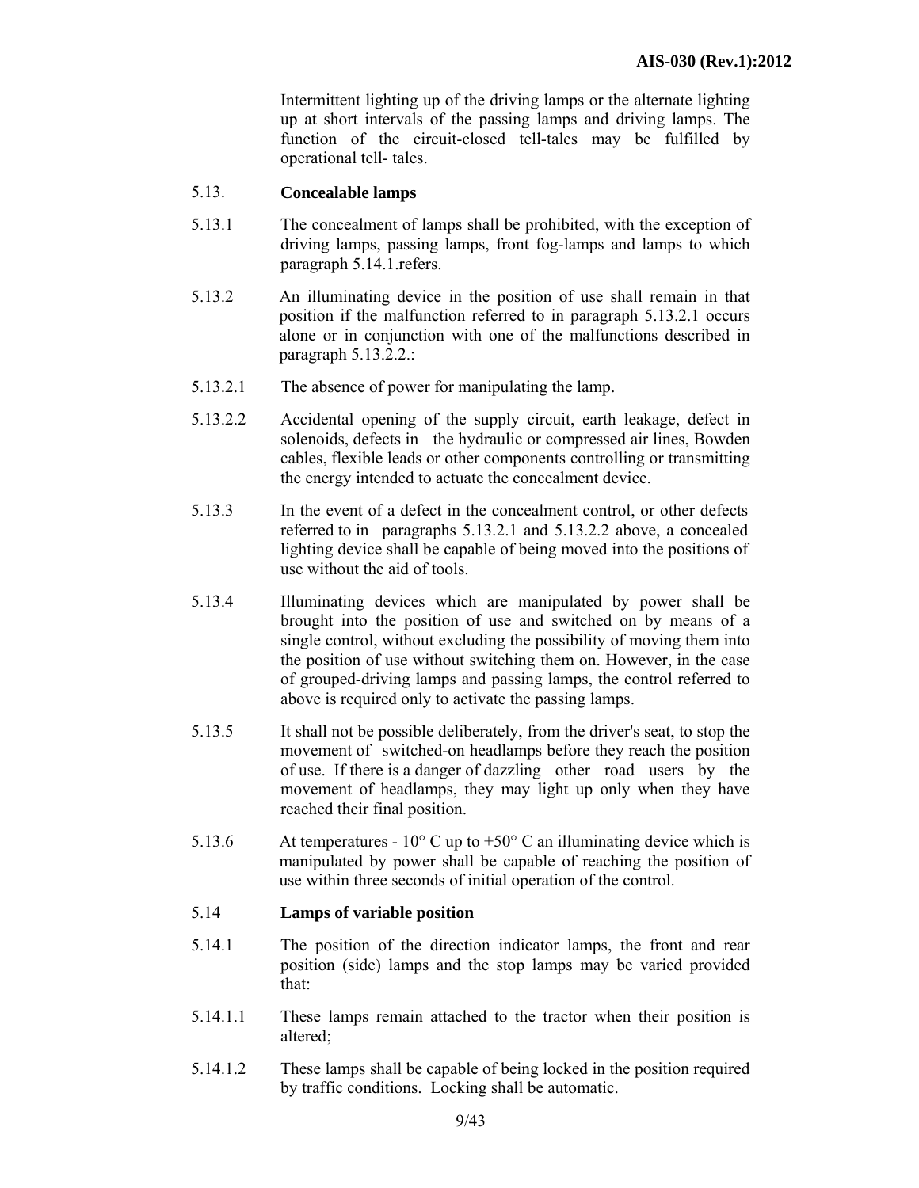Intermittent lighting up of the driving lamps or the alternate lighting up at short intervals of the passing lamps and driving lamps. The function of the circuit-closed tell-tales may be fulfilled by operational tell- tales.

5.13. **Concealable lamps**

5.13.1 The concealment of lamps shall be prohibited, with the exception of driving lamps, passing lamps, front fog-lamps and lamps to which paragraph 5.14.1.refers.

5.13.2 An illuminating device in the position of use shall remain in that position if the malfunction referred to in paragraph 5.13.2.1 occurs alone or in conjunction with one of the malfunctions described in paragraph 5.13.2.2.:

5.13.2.1 The absence of power for manipulating the lamp.

5.13.2.2 Accidental opening of the supply circuit, earth leakage, defect in solenoids, defects in the hydraulic or compressed air lines, Bowden cables, flexible leads or other components controlling or transmitting the energy intended to actuate the concealment device.

5.13.3 In the event of a defect in the concealment control, or other defects referred to in paragraphs 5.13.2.1 and 5.13.2.2 above, a concealed lighting device shall be capable of being moved into the positions of use without the aid of tools.

5.13.4 Illuminating devices which are manipulated by power shall be brought into the position of use and switched on by means of a single control, without excluding the possibility of moving them into the position of use without switching them on. However, in the case of grouped-driving lamps and passing lamps, the control referred to above is required only to activate the passing lamps.

5.13.5 It shall not be possible deliberately, from the driver's seat, to stop the movement of switched-on headlamps before they reach the position of use. If there is a danger of dazzling other road users by the movement of headlamps, they may light up only when they have reached their final position.

5.13.6 At temperatures - 10° C up to +50° C an illuminating device which is manipulated by power shall be capable of reaching the position of use within three seconds of initial operation of the control.

5.14 **Lamps of variable position**

5.14.1 The position of the direction indicator lamps, the front and rear position (side) lamps and the stop lamps may be varied provided that:

5.14.1.1 These lamps remain attached to the tractor when their position is altered;

5.14.1.2 These lamps shall be capable of being locked in the position required by traffic conditions. Locking shall be automatic.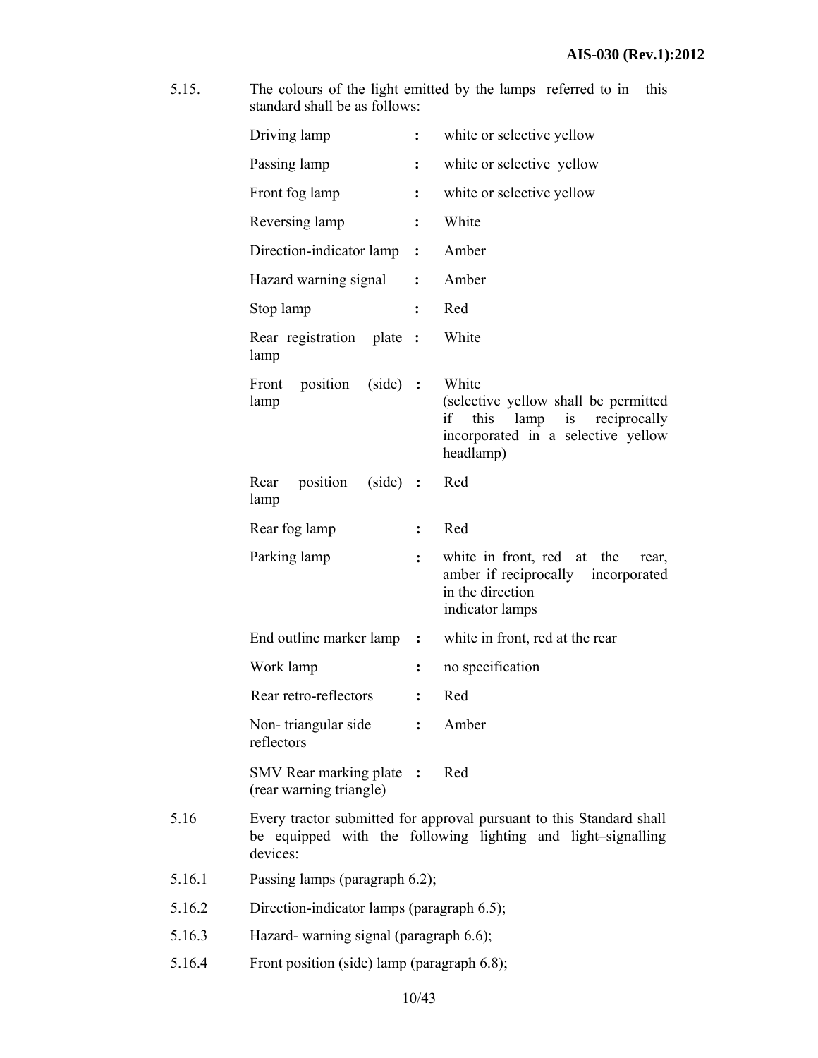5.15. The colours of the light emitted by the lamps referred to in this standard shall be as follows:

| | | |
|---|---|---|
| Driving lamp | : | white or selective yellow |
| Passing lamp | : | white or selective yellow |
| Front fog lamp | : | white or selective yellow |
| Reversing lamp | : | White |
| Direction-indicator lamp | : | Amber |
| Hazard warning signal | : | Amber |
| Stop lamp | : | Red |
| Rear registration plate lamp | : | White |
| Front position (side) lamp | : | White (selective yellow shall be permitted if this lamp is reciprocally incorporated in a selective yellow headlamp) |
| Rear position (side) lamp | : | Red |
| Rear fog lamp | : | Red |
| Parking lamp | : | white in front, red at the rear, amber if reciprocally incorporated in the direction indicator lamps |
| End outline marker lamp | : | white in front, red at the rear |
| Work lamp | : | no specification |
| Rear retro-reflectors | : | Red |
| Non- triangular side reflectors | : | Amber |
| SMV Rear marking plate (rear warning triangle) | : | Red |

5.16 Every tractor submitted for approval pursuant to this Standard shall be equipped with the following lighting and light–signalling devices:

5.16.1 Passing lamps (paragraph 6.2);

5.16.2 Direction-indicator lamps (paragraph 6.5);

5.16.3 Hazard- warning signal (paragraph 6.6);

5.16.4 Front position (side) lamp (paragraph 6.8);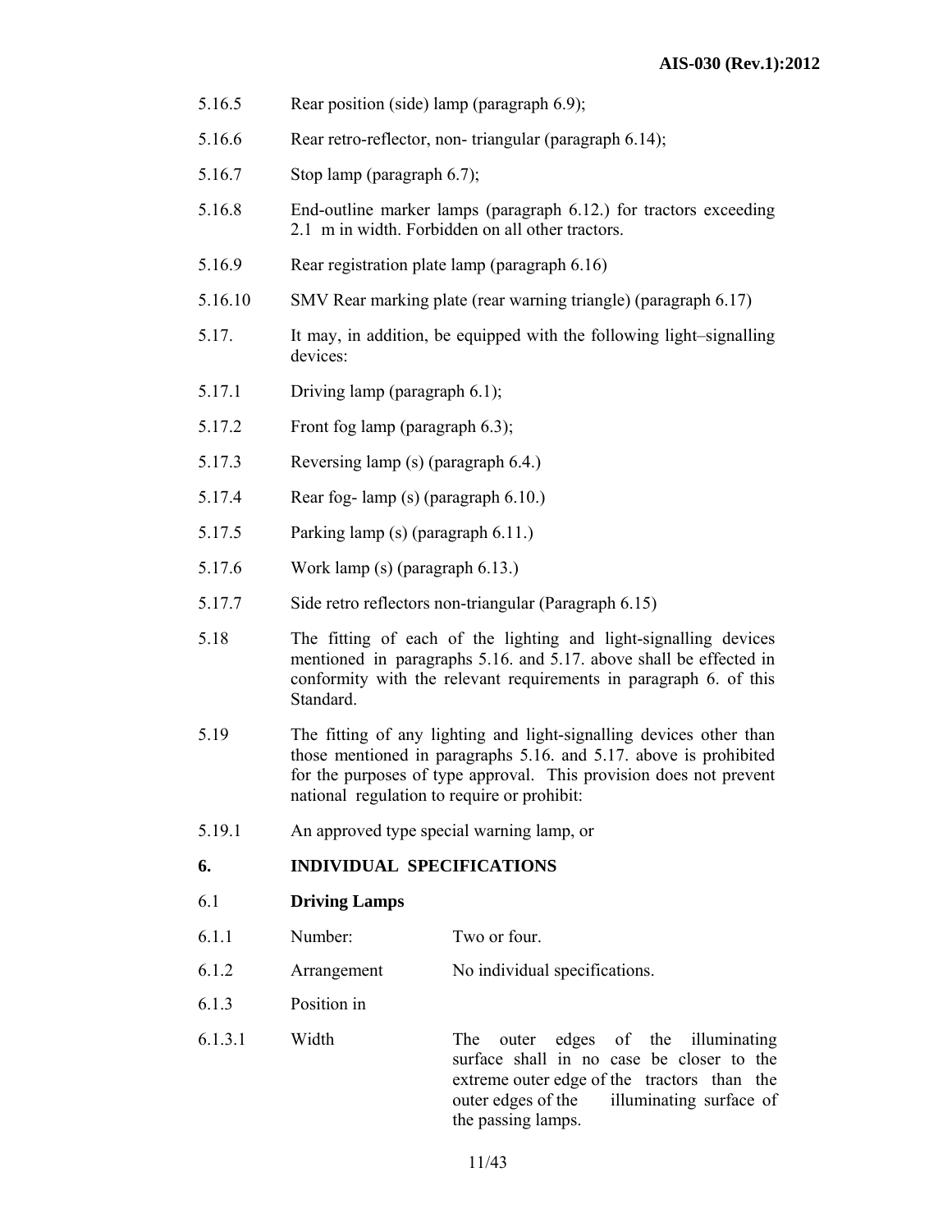5.16.5 Rear position (side) lamp (paragraph 6.9);

5.16.6 Rear retro-reflector, non- triangular (paragraph 6.14);

5.16.7 Stop lamp (paragraph 6.7);

5.16.8 End-outline marker lamps (paragraph 6.12.) for tractors exceeding 2.1 m in width. Forbidden on all other tractors.

5.16.9 Rear registration plate lamp (paragraph 6.16)

5.16.10 SMV Rear marking plate (rear warning triangle) (paragraph 6.17)

5.17. It may, in addition, be equipped with the following light–signalling devices:

5.17.1 Driving lamp (paragraph 6.1);

5.17.2 Front fog lamp (paragraph 6.3);

5.17.3 Reversing lamp (s) (paragraph 6.4.)

5.17.4 Rear fog- lamp (s) (paragraph 6.10.)

5.17.5 Parking lamp (s) (paragraph 6.11.)

5.17.6 Work lamp (s) (paragraph 6.13.)

5.17.7 Side retro reflectors non-triangular (Paragraph 6.15)

5.18 The fitting of each of the lighting and light-signalling devices mentioned in paragraphs 5.16. and 5.17. above shall be effected in conformity with the relevant requirements in paragraph 6. of this Standard.

5.19 The fitting of any lighting and light-signalling devices other than those mentioned in paragraphs 5.16. and 5.17. above is prohibited for the purposes of type approval. This provision does not prevent national regulation to require or prohibit:

5.19.1 An approved type special warning lamp, or

## 6. INDIVIDUAL SPECIFICATIONS

### 6.1 Driving Lamps

6.1.1 Number: Two or four.

6.1.2 Arrangement No individual specifications.

6.1.3 Position in

6.1.3.1 Width The outer edges of the illuminating surface shall in no case be closer to the extreme outer edge of the tractors than the outer edges of the illuminating surface of the passing lamps.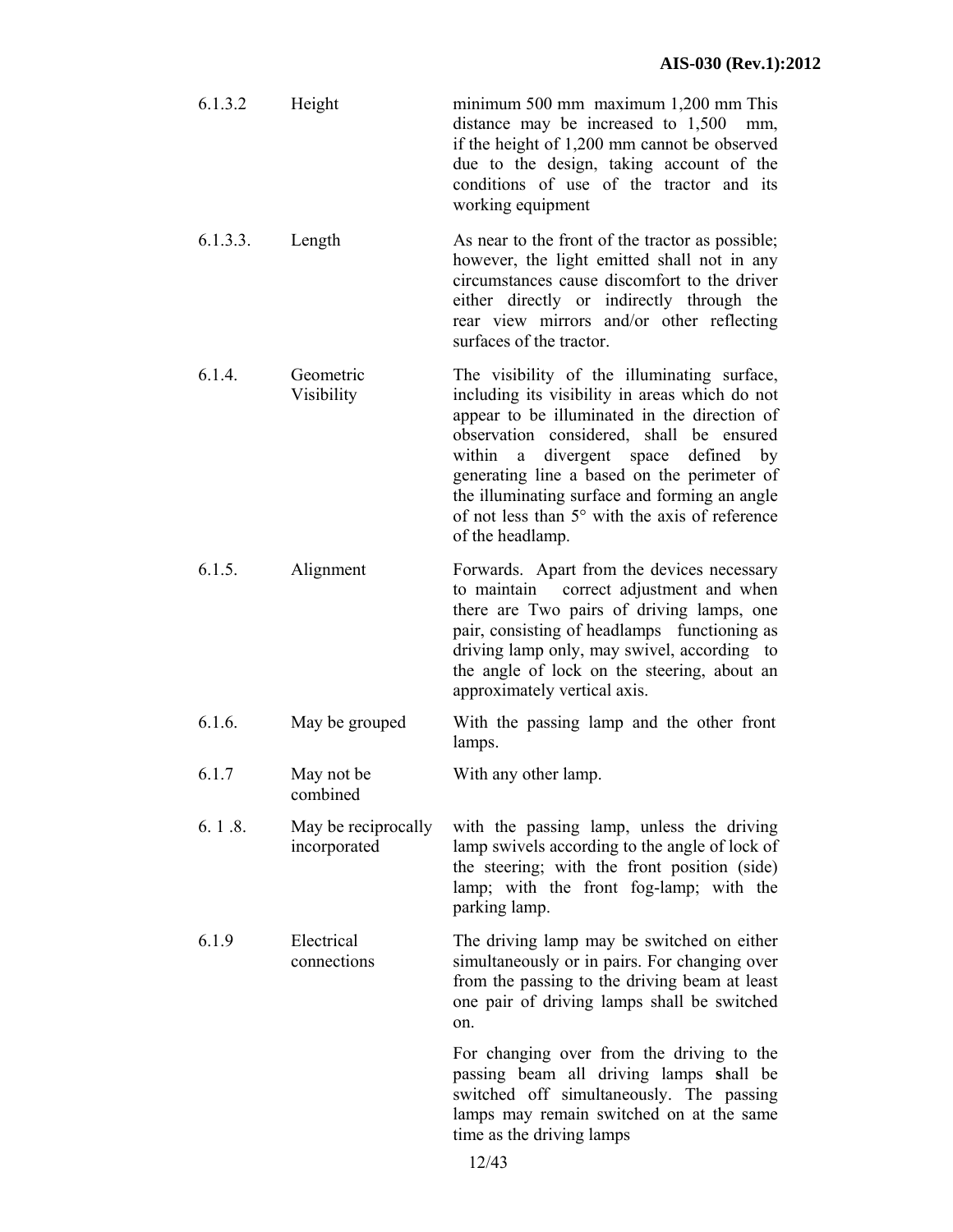| | | |
|---|---|---|
| 6.1.3.2 | Height | minimum 500 mm maximum 1,200 mm This distance may be increased to 1,500 mm, if the height of 1,200 mm cannot be observed due to the design, taking account of the conditions of use of the tractor and its working equipment |
| 6.1.3.3. | Length | As near to the front of the tractor as possible; however, the light emitted shall not in any circumstances cause discomfort to the driver either directly or indirectly through the rear view mirrors and/or other reflecting surfaces of the tractor. |
| 6.1.4. | Geometric Visibility | The visibility of the illuminating surface, including its visibility in areas which do not appear to be illuminated in the direction of observation considered, shall be ensured within a divergent space defined by generating line a based on the perimeter of the illuminating surface and forming an angle of not less than 5° with the axis of reference of the headlamp. |
| 6.1.5. | Alignment | Forwards. Apart from the devices necessary to maintain correct adjustment and when there are Two pairs of driving lamps, one pair, consisting of headlamps functioning as driving lamp only, may swivel, according to the angle of lock on the steering, about an approximately vertical axis. |
| 6.1.6. | May be grouped | With the passing lamp and the other front lamps. |
| 6.1.7 | May not be combined | With any other lamp. |
| 6. 1 .8. | May be reciprocally incorporated | with the passing lamp, unless the driving lamp swivels according to the angle of lock of the steering; with the front position (side) lamp; with the front fog-lamp; with the parking lamp. |
| 6.1.9 | Electrical connections | The driving lamp may be switched on either simultaneously or in pairs. For changing over from the passing to the driving beam at least one pair of driving lamps shall be switched on.<br><br>For changing over from the driving to the passing beam all driving lamps shall be switched off simultaneously. The passing lamps may remain switched on at the same time as the driving lamps |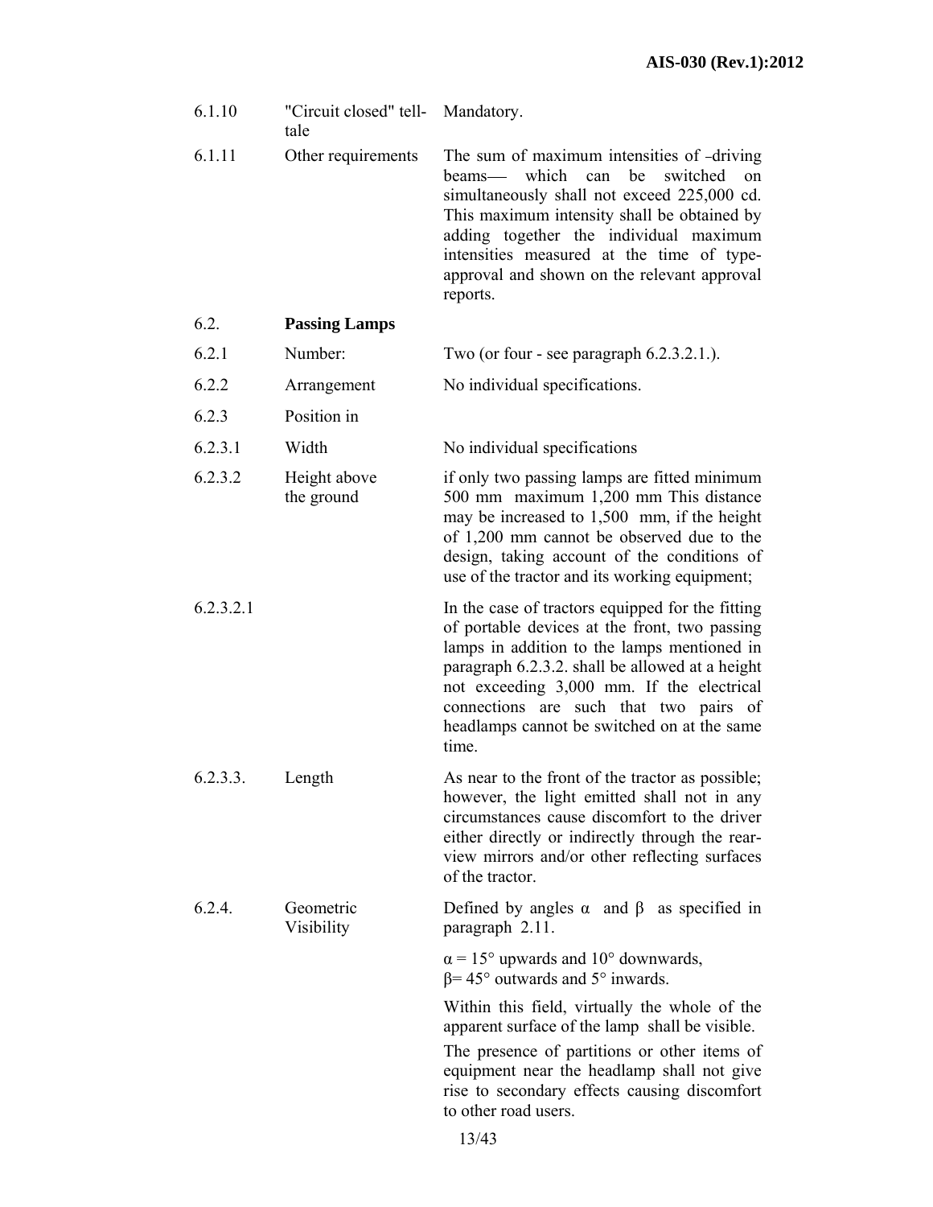| | | |
|---|---|---|
| 6.1.10 | "Circuit closed" tell-tale | Mandatory. |
| 6.1.11 | Other requirements | The sum of maximum intensities of -driving beams— which can be switched on simultaneously shall not exceed 225,000 cd. This maximum intensity shall be obtained by adding together the individual maximum intensities measured at the time of type-approval and shown on the relevant approval reports. |
| 6.2. | **Passing Lamps** | |
| 6.2.1 | Number: | Two (or four - see paragraph 6.2.3.2.1.). |
| 6.2.2 | Arrangement | No individual specifications. |
| 6.2.3 | Position in | |
| 6.2.3.1 | Width | No individual specifications |
| 6.2.3.2 | Height above the ground | if only two passing lamps are fitted minimum 500 mm maximum 1,200 mm This distance may be increased to 1,500 mm, if the height of 1,200 mm cannot be observed due to the design, taking account of the conditions of use of the tractor and its working equipment; |
| 6.2.3.2.1 | | In the case of tractors equipped for the fitting of portable devices at the front, two passing lamps in addition to the lamps mentioned in paragraph 6.2.3.2. shall be allowed at a height not exceeding 3,000 mm. If the electrical connections are such that two pairs of headlamps cannot be switched on at the same time. |
| 6.2.3.3. | Length | As near to the front of the tractor as possible; however, the light emitted shall not in any circumstances cause discomfort to the driver either directly or indirectly through the rear-view mirrors and/or other reflecting surfaces of the tractor. |
| 6.2.4. | Geometric Visibility | Defined by angles $\alpha$ and $\beta$ as specified in paragraph 2.11.<br><br>$\alpha = 15°$ upwards and $10°$ downwards,<br>$\beta = 45°$ outwards and $5°$ inwards.<br><br>Within this field, virtually the whole of the apparent surface of the lamp shall be visible.<br><br>The presence of partitions or other items of equipment near the headlamp shall not give rise to secondary effects causing discomfort to other road users. |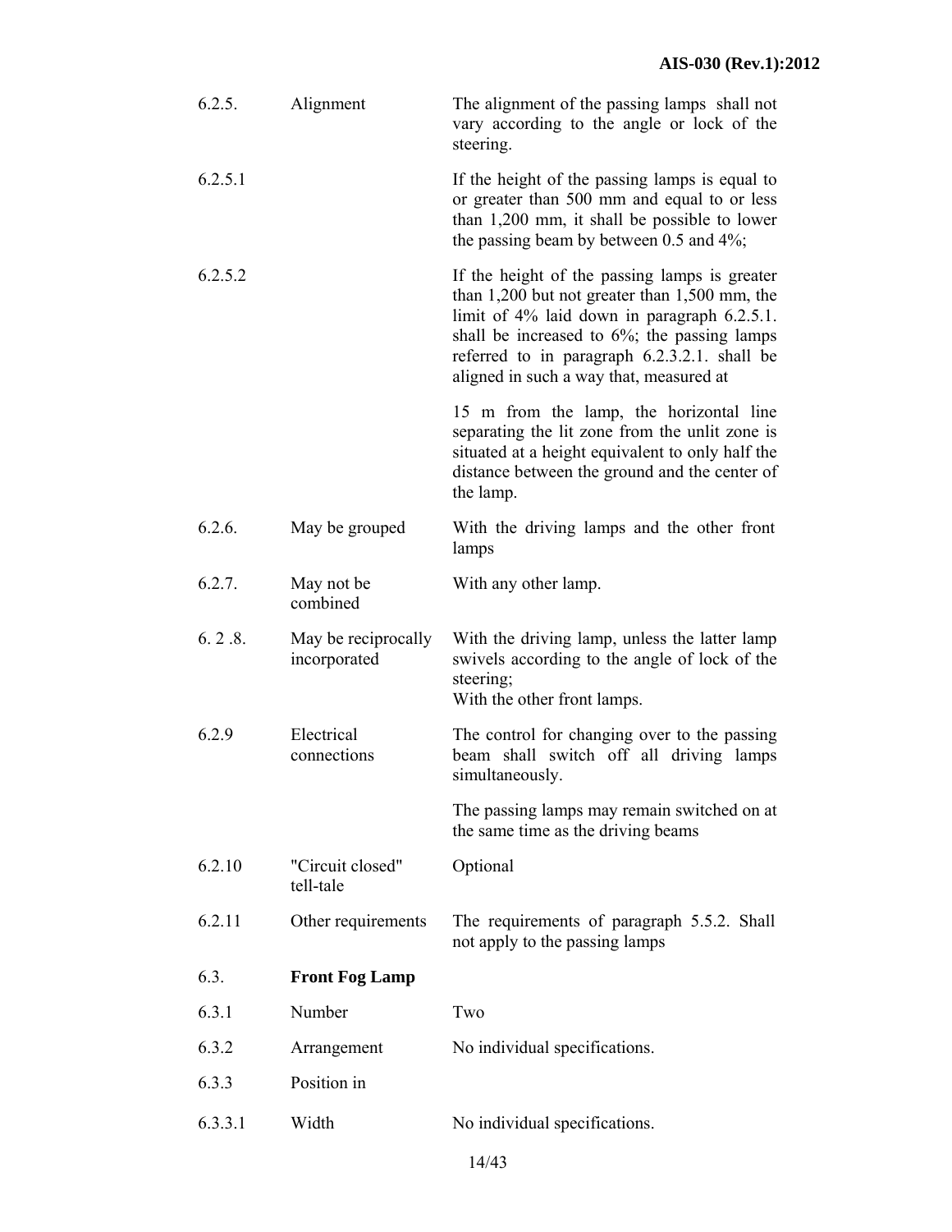| | | |
|---|---|---|
| 6.2.5. | Alignment | The alignment of the passing lamps shall not vary according to the angle or lock of the steering. |
| 6.2.5.1 | | If the height of the passing lamps is equal to or greater than 500 mm and equal to or less than 1,200 mm, it shall be possible to lower the passing beam by between 0.5 and 4%; |
| 6.2.5.2 | | If the height of the passing lamps is greater than 1,200 but not greater than 1,500 mm, the limit of 4% laid down in paragraph 6.2.5.1. shall be increased to 6%; the passing lamps referred to in paragraph 6.2.3.2.1. shall be aligned in such a way that, measured at<br><br>15 m from the lamp, the horizontal line separating the lit zone from the unlit zone is situated at a height equivalent to only half the distance between the ground and the center of the lamp. |
| 6.2.6. | May be grouped | With the driving lamps and the other front lamps |
| 6.2.7. | May not be combined | With any other lamp. |
| 6. 2 .8. | May be reciprocally incorporated | With the driving lamp, unless the latter lamp swivels according to the angle of lock of the steering;<br>With the other front lamps. |
| 6.2.9 | Electrical connections | The control for changing over to the passing beam shall switch off all driving lamps simultaneously.<br><br>The passing lamps may remain switched on at the same time as the driving beams |
| 6.2.10 | "Circuit closed" tell-tale | Optional |
| 6.2.11 | Other requirements | The requirements of paragraph 5.5.2. Shall not apply to the passing lamps |
| 6.3. | **Front Fog Lamp** | |
| 6.3.1 | Number | Two |
| 6.3.2 | Arrangement | No individual specifications. |
| 6.3.3 | Position in | |
| 6.3.3.1 | Width | No individual specifications. |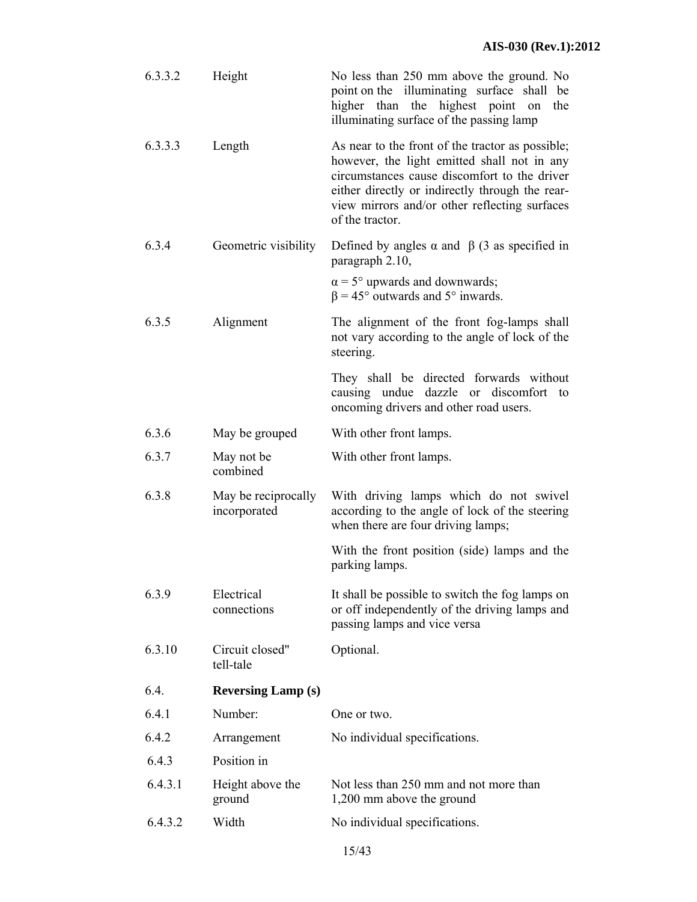| | | |
|---|---|---|
| 6.3.3.2 | Height | No less than 250 mm above the ground. No point on the illuminating surface shall be higher than the highest point on the illuminating surface of the passing lamp |
| 6.3.3.3 | Length | As near to the front of the tractor as possible; however, the light emitted shall not in any circumstances cause discomfort to the driver either directly or indirectly through the rear-view mirrors and/or other reflecting surfaces of the tractor. |
| 6.3.4 | Geometric visibility | Defined by angles $\alpha$ and $\beta$ (3 as specified in paragraph 2.10,<br><br>$\alpha = 5°$ upwards and downwards;<br>$\beta = 45°$ outwards and 5° inwards. |
| 6.3.5 | Alignment | The alignment of the front fog-lamps shall not vary according to the angle of lock of the steering.<br><br>They shall be directed forwards without causing undue dazzle or discomfort to oncoming drivers and other road users. |
| 6.3.6 | May be grouped | With other front lamps. |
| 6.3.7 | May not be combined | With other front lamps. |
| 6.3.8 | May be reciprocally incorporated | With driving lamps which do not swivel according to the angle of lock of the steering when there are four driving lamps;<br><br>With the front position (side) lamps and the parking lamps. |
| 6.3.9 | Electrical connections | It shall be possible to switch the fog lamps on or off independently of the driving lamps and passing lamps and vice versa |
| 6.3.10 | Circuit closed" tell-tale | Optional. |
| 6.4. | **Reversing Lamp (s)** | |
| 6.4.1 | Number: | One or two. |
| 6.4.2 | Arrangement | No individual specifications. |
| 6.4.3 | Position in | |
| 6.4.3.1 | Height above the ground | Not less than 250 mm and not more than 1,200 mm above the ground |
| 6.4.3.2 | Width | No individual specifications. |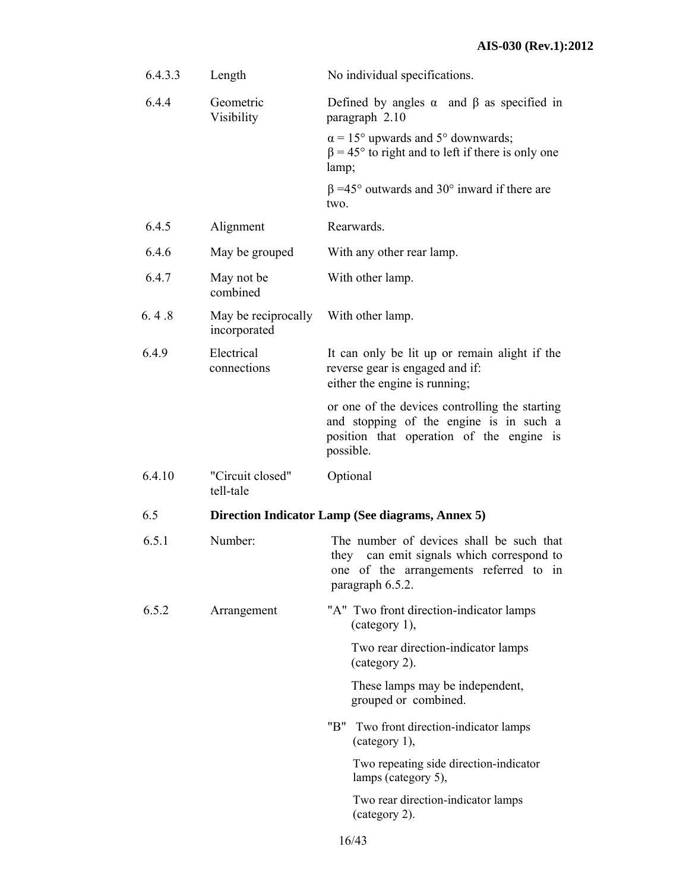| | | |
|---|---|---|
| 6.4.3.3 | Length | No individual specifications. |
| 6.4.4 | Geometric Visibility | Defined by angles α and β as specified in paragraph 2.10<br><br>α = 15° upwards and 5° downwards;<br>β = 45° to right and to left if there is only one lamp;<br><br>β =45° outwards and 30° inward if there are two. |
| 6.4.5 | Alignment | Rearwards. |
| 6.4.6 | May be grouped | With any other rear lamp. |
| 6.4.7 | May not be combined | With other lamp. |
| 6. 4 .8 | May be reciprocally incorporated | With other lamp. |
| 6.4.9 | Electrical connections | It can only be lit up or remain alight if the reverse gear is engaged and if:<br>either the engine is running;<br><br>or one of the devices controlling the starting and stopping of the engine is in such a position that operation of the engine is possible. |
| 6.4.10 | "Circuit closed" tell-tale | Optional |

**6.5 Direction Indicator Lamp (See diagrams, Annex 5)**

| | | |
|---|---|---|
| 6.5.1 | Number: | The number of devices shall be such that they can emit signals which correspond to one of the arrangements referred to in paragraph 6.5.2. |
| 6.5.2 | Arrangement | "A" Two front direction-indicator lamps (category 1),<br><br>Two rear direction-indicator lamps (category 2).<br><br>These lamps may be independent, grouped or combined.<br><br>"B" Two front direction-indicator lamps (category 1),<br><br>Two repeating side direction-indicator lamps (category 5),<br><br>Two rear direction-indicator lamps (category 2). |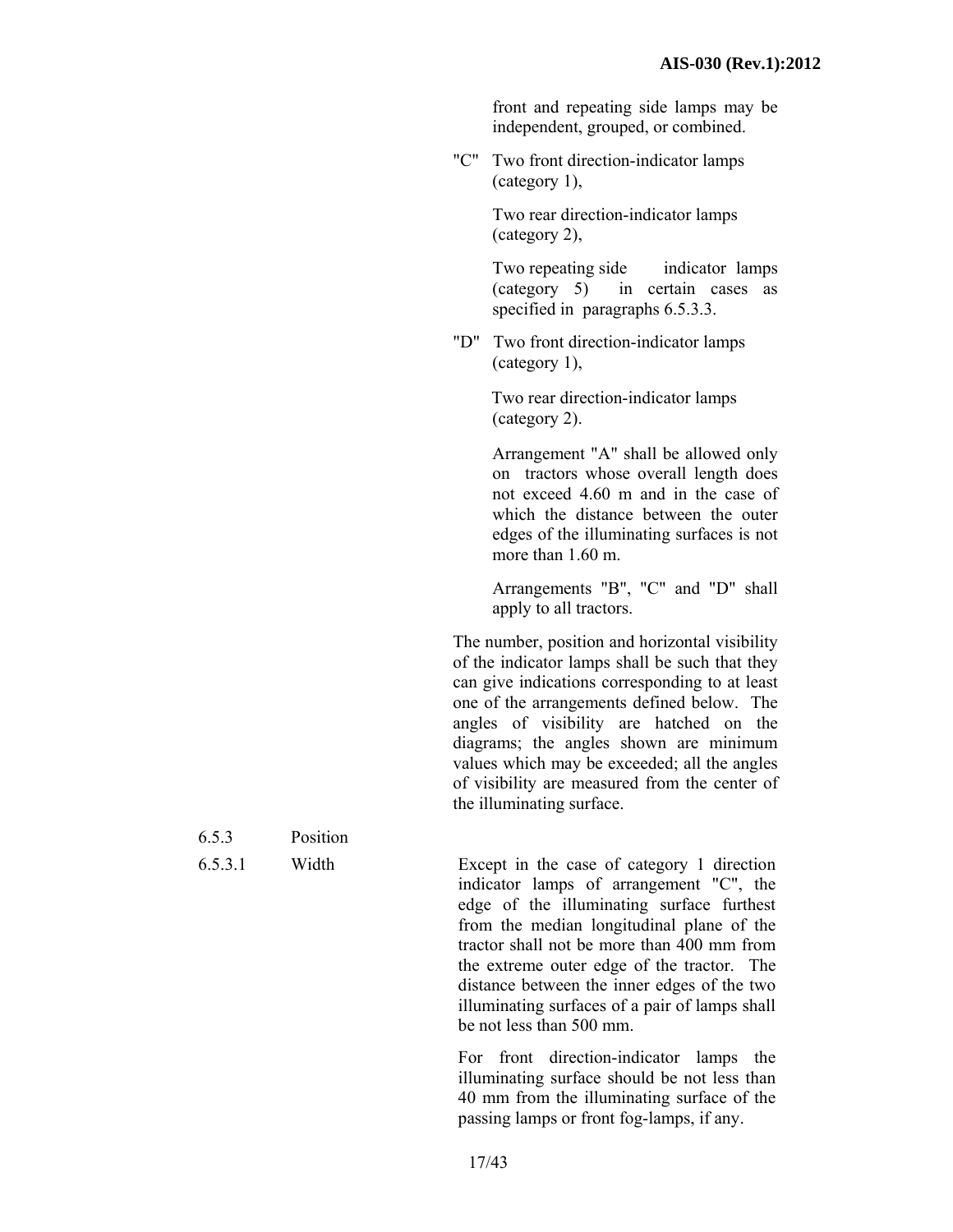front and repeating side lamps may be independent, grouped, or combined.

"C" Two front direction-indicator lamps (category 1),

Two rear direction-indicator lamps (category 2),

Two repeating side indicator lamps (category 5) in certain cases as specified in paragraphs 6.5.3.3.

"D" Two front direction-indicator lamps (category 1),

Two rear direction-indicator lamps (category 2).

Arrangement "A" shall be allowed only on tractors whose overall length does not exceed 4.60 m and in the case of which the distance between the outer edges of the illuminating surfaces is not more than 1.60 m.

Arrangements "B", "C" and "D" shall apply to all tractors.

The number, position and horizontal visibility of the indicator lamps shall be such that they can give indications corresponding to at least one of the arrangements defined below. The angles of visibility are hatched on the diagrams; the angles shown are minimum values which may be exceeded; all the angles of visibility are measured from the center of the illuminating surface.

6.5.3 Position

6.5.3.1 Width

Except in the case of category 1 direction indicator lamps of arrangement "C", the edge of the illuminating surface furthest from the median longitudinal plane of the tractor shall not be more than 400 mm from the extreme outer edge of the tractor. The distance between the inner edges of the two illuminating surfaces of a pair of lamps shall be not less than 500 mm.

For front direction-indicator lamps the illuminating surface should be not less than 40 mm from the illuminating surface of the passing lamps or front fog-lamps, if any.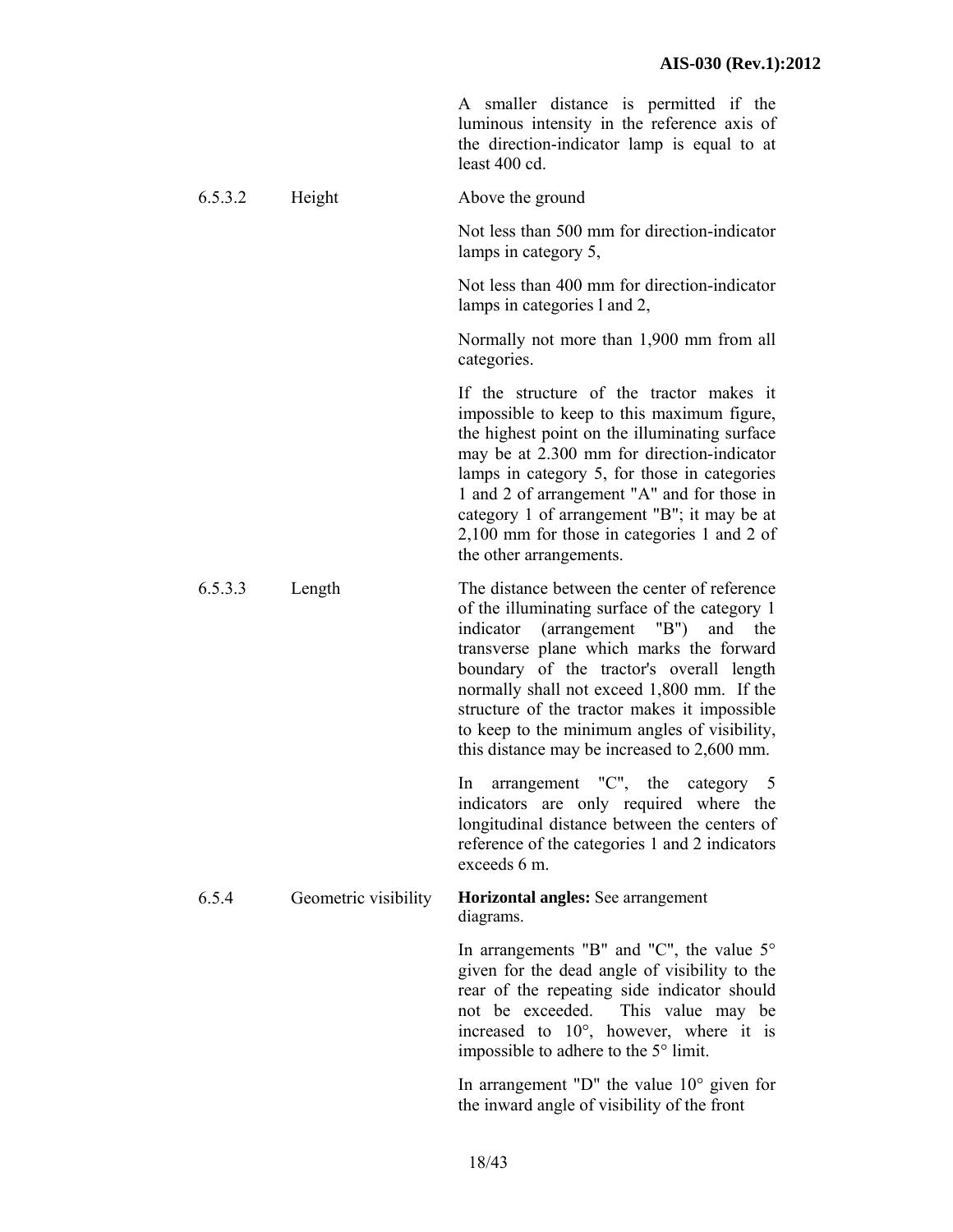| | | |
|---|---|---|
| | | A smaller distance is permitted if the luminous intensity in the reference axis of the direction-indicator lamp is equal to at least 400 cd. |
| 6.5.3.2 | Height | Above the ground<br><br>Not less than 500 mm for direction-indicator lamps in category 5,<br><br>Not less than 400 mm for direction-indicator lamps in categories l and 2,<br><br>Normally not more than 1,900 mm from all categories.<br><br>If the structure of the tractor makes it impossible to keep to this maximum figure, the highest point on the illuminating surface may be at 2.300 mm for direction-indicator lamps in category 5, for those in categories 1 and 2 of arrangement "A" and for those in category 1 of arrangement "B"; it may be at 2,100 mm for those in categories 1 and 2 of the other arrangements. |
| 6.5.3.3 | Length | The distance between the center of reference of the illuminating surface of the category 1 indicator (arrangement "B") and the transverse plane which marks the forward boundary of the tractor's overall length normally shall not exceed 1,800 mm. If the structure of the tractor makes it impossible to keep to the minimum angles of visibility, this distance may be increased to 2,600 mm.<br><br>In arrangement "C", the category 5 indicators are only required where the longitudinal distance between the centers of reference of the categories 1 and 2 indicators exceeds 6 m. |
| 6.5.4 | Geometric visibility | **Horizontal angles:** See arrangement diagrams.<br><br>In arrangements "B" and "C", the value 5° given for the dead angle of visibility to the rear of the repeating side indicator should not be exceeded. This value may be increased to 10°, however, where it is impossible to adhere to the 5° limit.<br><br>In arrangement "D" the value 10° given for the inward angle of visibility of the front |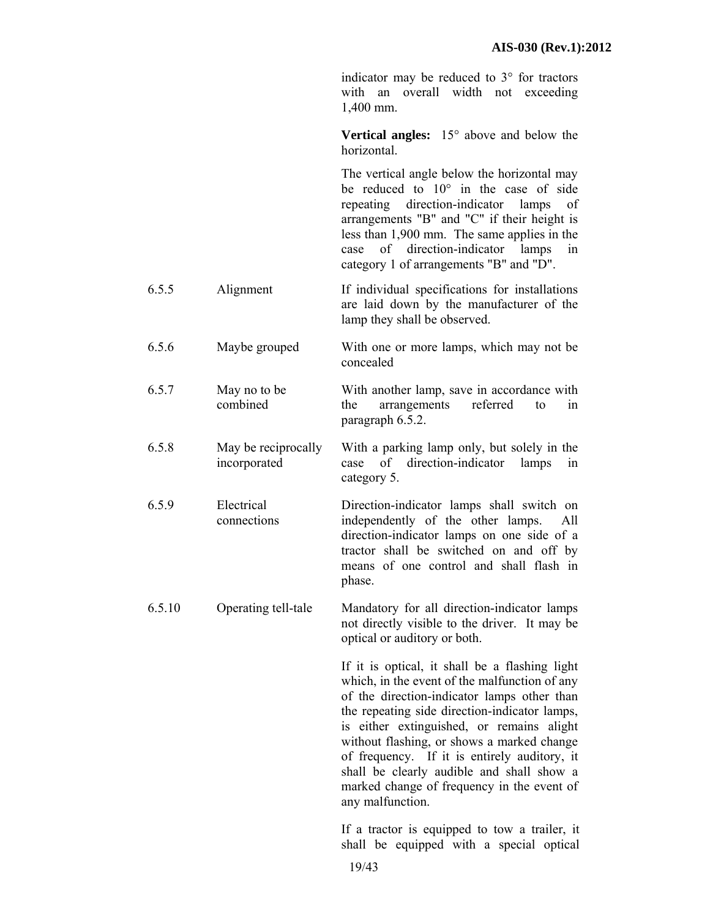indicator may be reduced to 3° for tractors with an overall width not exceeding 1,400 mm.

**Vertical angles:** 15° above and below the horizontal.

The vertical angle below the horizontal may be reduced to 10° in the case of side repeating direction-indicator lamps of arrangements "B" and "C" if their height is less than 1,900 mm. The same applies in the case of direction-indicator lamps in category 1 of arrangements "B" and "D".

| | | |
|---|---|---|
| 6.5.5 | Alignment | If individual specifications for installations are laid down by the manufacturer of the lamp they shall be observed. |
| 6.5.6 | Maybe grouped | With one or more lamps, which may not be concealed |
| 6.5.7 | May no to be combined | With another lamp, save in accordance with the arrangements referred to in paragraph 6.5.2. |
| 6.5.8 | May be reciprocally incorporated | With a parking lamp only, but solely in the case of direction-indicator lamps in category 5. |
| 6.5.9 | Electrical connections | Direction-indicator lamps shall switch on independently of the other lamps. All direction-indicator lamps on one side of a tractor shall be switched on and off by means of one control and shall flash in phase. |
| 6.5.10 | Operating tell-tale | Mandatory for all direction-indicator lamps not directly visible to the driver. It may be optical or auditory or both. |

If it is optical, it shall be a flashing light which, in the event of the malfunction of any of the direction-indicator lamps other than the repeating side direction-indicator lamps, is either extinguished, or remains alight without flashing, or shows a marked change of frequency. If it is entirely auditory, it shall be clearly audible and shall show a marked change of frequency in the event of any malfunction.

If a tractor is equipped to tow a trailer, it shall be equipped with a special optical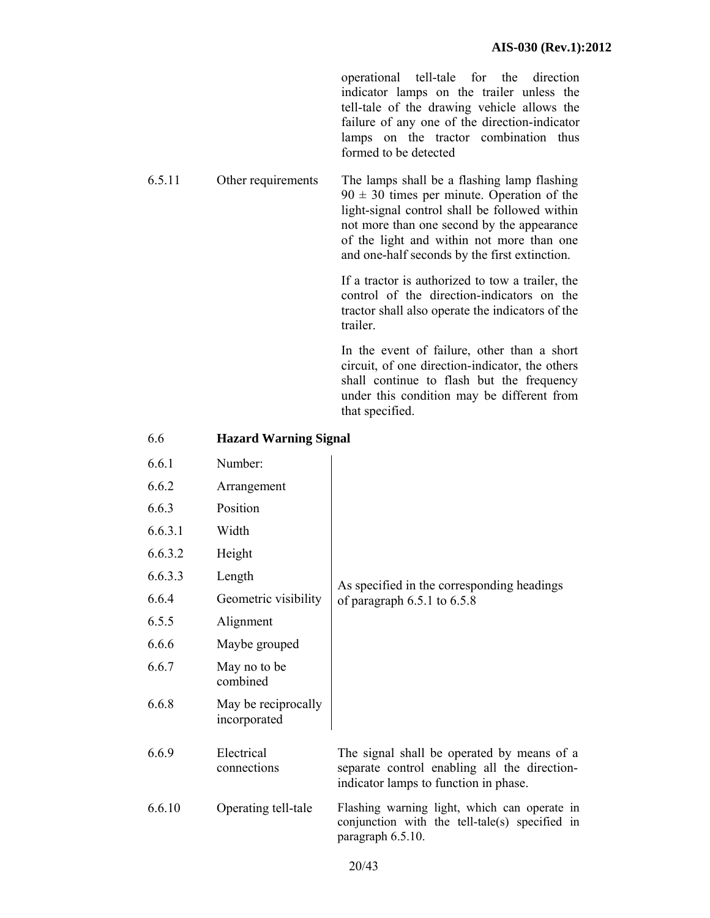operational tell-tale for the direction indicator lamps on the trailer unless the tell-tale of the drawing vehicle allows the failure of any one of the direction-indicator lamps on the tractor combination thus formed to be detected

| | | |
|---|---|---|
| 6.5.11 | Other requirements | The lamps shall be a flashing lamp flashing $90 \pm 30$ times per minute. Operation of the light-signal control shall be followed within not more than one second by the appearance of the light and within not more than one and one-half seconds by the first extinction.<br><br>If a tractor is authorized to tow a trailer, the control of the direction-indicators on the tractor shall also operate the indicators of the trailer.<br><br>In the event of failure, other than a short circuit, of one direction-indicator, the others shall continue to flash but the frequency under this condition may be different from that specified. |

## 6.6 Hazard Warning Signal

| | | |
|---|---|---|
| 6.6.1 | Number: | As specified in the corresponding headings of paragraph 6.5.1 to 6.5.8 |
| 6.6.2 | Arrangement | |
| 6.6.3 | Position | |
| 6.6.3.1 | Width | |
| 6.6.3.2 | Height | |
| 6.6.3.3 | Length | |
| 6.6.4 | Geometric visibility | |
| 6.5.5 | Alignment | |
| 6.6.6 | Maybe grouped | |
| 6.6.7 | May no to be combined | |
| 6.6.8 | May be reciprocally incorporated | |
| 6.6.9 | Electrical connections | The signal shall be operated by means of a separate control enabling all the direction-indicator lamps to function in phase. |
| 6.6.10 | Operating tell-tale | Flashing warning light, which can operate in conjunction with the tell-tale(s) specified in paragraph 6.5.10. |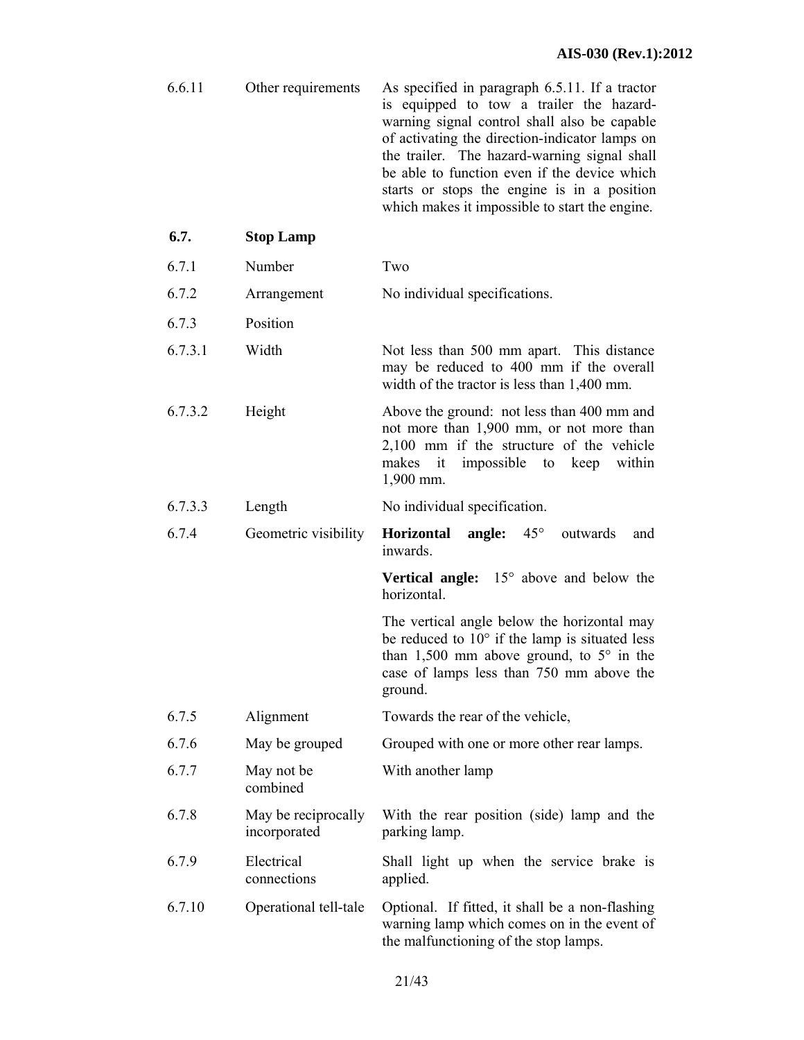| | | |
|---|---|---|
| 6.6.11 | Other requirements | As specified in paragraph 6.5.11. If a tractor is equipped to tow a trailer the hazard-warning signal control shall also be capable of activating the direction-indicator lamps on the trailer. The hazard-warning signal shall be able to function even if the device which starts or stops the engine is in a position which makes it impossible to start the engine. |
| **6.7.** | **Stop Lamp** | |
| 6.7.1 | Number | Two |
| 6.7.2 | Arrangement | No individual specifications. |
| 6.7.3 | Position | |
| 6.7.3.1 | Width | Not less than 500 mm apart. This distance may be reduced to 400 mm if the overall width of the tractor is less than 1,400 mm. |
| 6.7.3.2 | Height | Above the ground: not less than 400 mm and not more than 1,900 mm, or not more than 2,100 mm if the structure of the vehicle makes it impossible to keep within 1,900 mm. |
| 6.7.3.3 | Length | No individual specification. |
| 6.7.4 | Geometric visibility | **Horizontal angle:** 45° outwards and inwards.<br><br>**Vertical angle:** 15° above and below the horizontal.<br><br>The vertical angle below the horizontal may be reduced to 10° if the lamp is situated less than 1,500 mm above ground, to 5° in the case of lamps less than 750 mm above the ground. |
| 6.7.5 | Alignment | Towards the rear of the vehicle, |
| 6.7.6 | May be grouped | Grouped with one or more other rear lamps. |
| 6.7.7 | May not be combined | With another lamp |
| 6.7.8 | May be reciprocally incorporated | With the rear position (side) lamp and the parking lamp. |
| 6.7.9 | Electrical connections | Shall light up when the service brake is applied. |
| 6.7.10 | Operational tell-tale | Optional. If fitted, it shall be a non-flashing warning lamp which comes on in the event of the malfunctioning of the stop lamps. |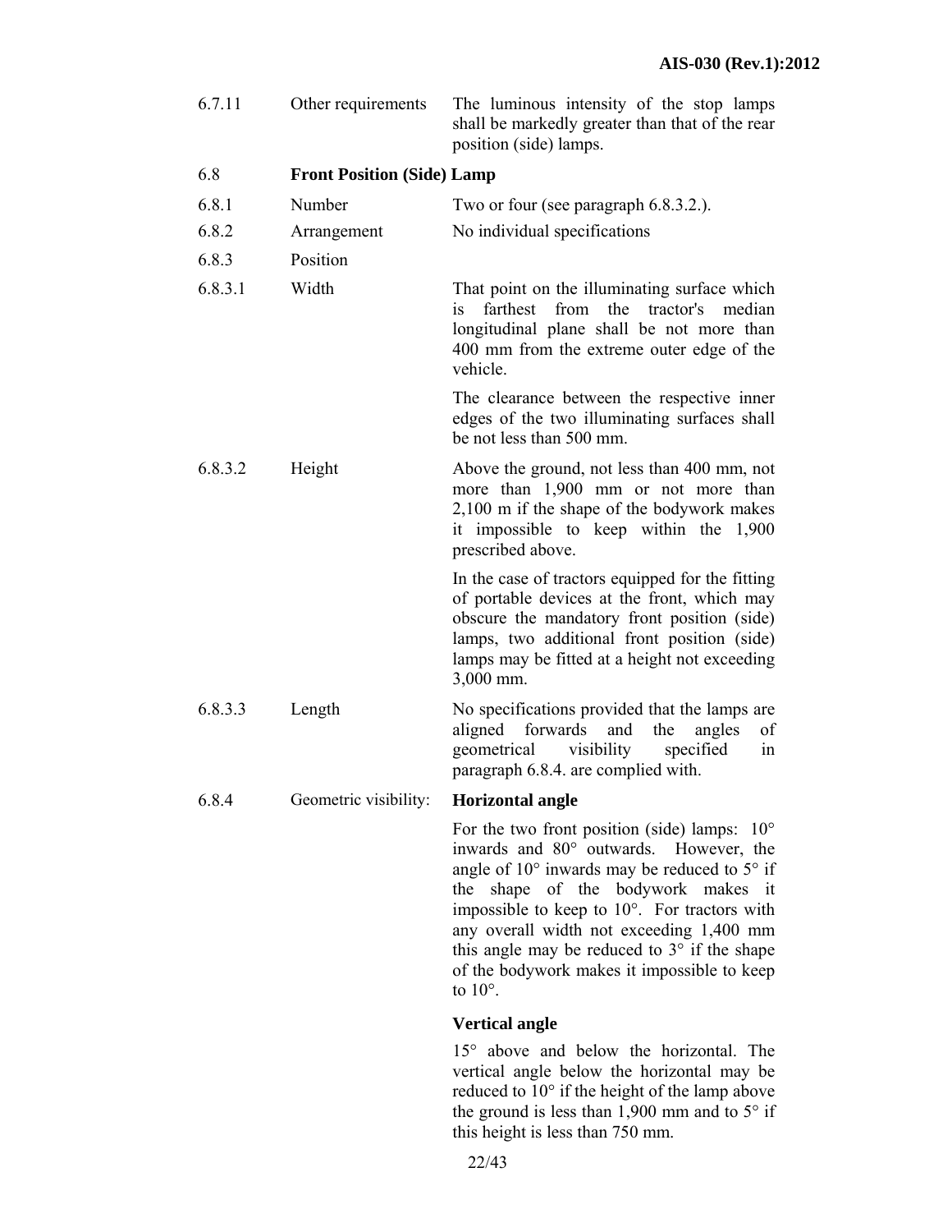| | | |
|---|---|---|
| 6.7.11 | Other requirements | The luminous intensity of the stop lamps shall be markedly greater than that of the rear position (side) lamps. |
| 6.8 | **Front Position (Side) Lamp** | |
| 6.8.1 | Number | Two or four (see paragraph 6.8.3.2.). |
| 6.8.2 | Arrangement | No individual specifications |
| 6.8.3 | Position | |
| 6.8.3.1 | Width | That point on the illuminating surface which is farthest from the tractor's median longitudinal plane shall be not more than 400 mm from the extreme outer edge of the vehicle.<br><br>The clearance between the respective inner edges of the two illuminating surfaces shall be not less than 500 mm. |
| 6.8.3.2 | Height | Above the ground, not less than 400 mm, not more than 1,900 mm or not more than 2,100 m if the shape of the bodywork makes it impossible to keep within the 1,900 prescribed above.<br><br>In the case of tractors equipped for the fitting of portable devices at the front, which may obscure the mandatory front position (side) lamps, two additional front position (side) lamps may be fitted at a height not exceeding 3,000 mm. |
| 6.8.3.3 | Length | No specifications provided that the lamps are aligned forwards and the angles of geometrical visibility specified in paragraph 6.8.4. are complied with. |
| 6.8.4 | Geometric visibility: | **Horizontal angle**<br><br>For the two front position (side) lamps: 10° inwards and 80° outwards. However, the angle of 10° inwards may be reduced to 5° if the shape of the bodywork makes it impossible to keep to 10°. For tractors with any overall width not exceeding 1,400 mm this angle may be reduced to 3° if the shape of the bodywork makes it impossible to keep to 10°.<br><br>**Vertical angle**<br><br>15° above and below the horizontal. The vertical angle below the horizontal may be reduced to 10° if the height of the lamp above the ground is less than 1,900 mm and to 5° if this height is less than 750 mm. |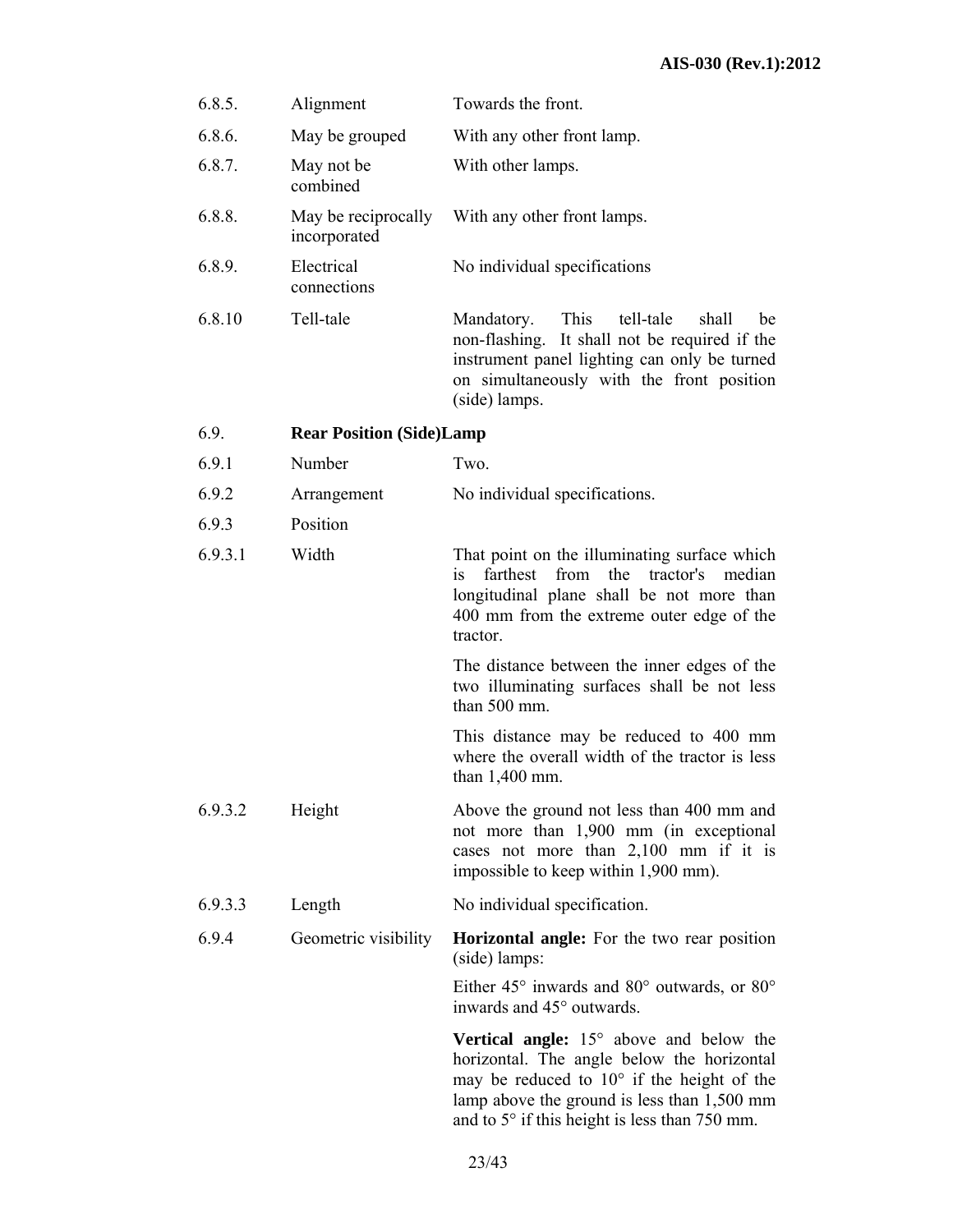| | | |
|---|---|---|
| 6.8.5. | Alignment | Towards the front. |
| 6.8.6. | May be grouped | With any other front lamp. |
| 6.8.7. | May not be combined | With other lamps. |
| 6.8.8. | May be reciprocally incorporated | With any other front lamps. |
| 6.8.9. | Electrical connections | No individual specifications |
| 6.8.10 | Tell-tale | Mandatory. This tell-tale shall be non-flashing. It shall not be required if the instrument panel lighting can only be turned on simultaneously with the front position (side) lamps. |

### 6.9. Rear Position (Side)Lamp

| | | |
|---|---|---|
| 6.9.1 | Number | Two. |
| 6.9.2 | Arrangement | No individual specifications. |
| 6.9.3 | Position | |
| 6.9.3.1 | Width | That point on the illuminating surface which is farthest from the tractor's median longitudinal plane shall be not more than 400 mm from the extreme outer edge of the tractor.<br><br>The distance between the inner edges of the two illuminating surfaces shall be not less than 500 mm.<br><br>This distance may be reduced to 400 mm where the overall width of the tractor is less than 1,400 mm. |
| 6.9.3.2 | Height | Above the ground not less than 400 mm and not more than 1,900 mm (in exceptional cases not more than 2,100 mm if it is impossible to keep within 1,900 mm). |
| 6.9.3.3 | Length | No individual specification. |
| 6.9.4 | Geometric visibility | **Horizontal angle:** For the two rear position (side) lamps:<br><br>Either 45° inwards and 80° outwards, or 80° inwards and 45° outwards.<br><br>**Vertical angle:** 15° above and below the horizontal. The angle below the horizontal may be reduced to 10° if the height of the lamp above the ground is less than 1,500 mm and to 5° if this height is less than 750 mm. |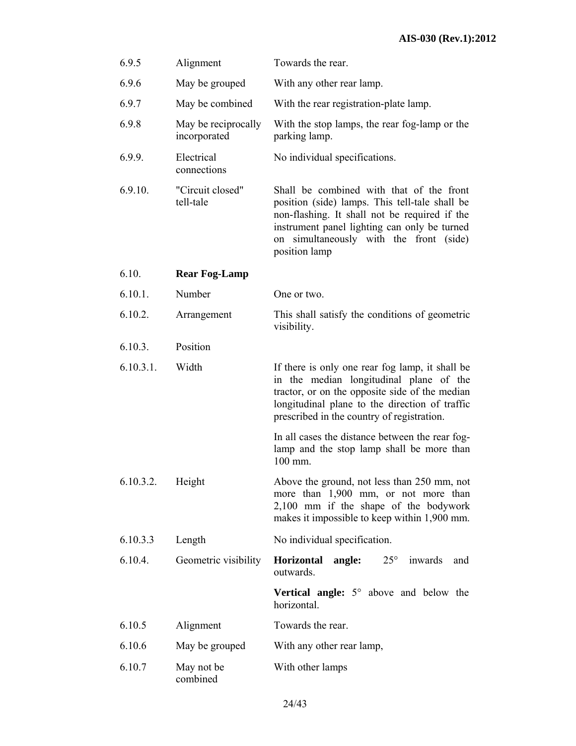| | | |
|---|---|---|
| 6.9.5 | Alignment | Towards the rear. |
| 6.9.6 | May be grouped | With any other rear lamp. |
| 6.9.7 | May be combined | With the rear registration-plate lamp. |
| 6.9.8 | May be reciprocally incorporated | With the stop lamps, the rear fog-lamp or the parking lamp. |
| 6.9.9. | Electrical connections | No individual specifications. |
| 6.9.10. | "Circuit closed" tell-tale | Shall be combined with that of the front position (side) lamps. This tell-tale shall be non-flashing. It shall not be required if the instrument panel lighting can only be turned on simultaneously with the front (side) position lamp |
| 6.10. | **Rear Fog-Lamp** | |
| 6.10.1. | Number | One or two. |
| 6.10.2. | Arrangement | This shall satisfy the conditions of geometric visibility. |
| 6.10.3. | Position | |
| 6.10.3.1. | Width | If there is only one rear fog lamp, it shall be in the median longitudinal plane of the tractor, or on the opposite side of the median longitudinal plane to the direction of traffic prescribed in the country of registration.<br><br>In all cases the distance between the rear fog-lamp and the stop lamp shall be more than 100 mm. |
| 6.10.3.2. | Height | Above the ground, not less than 250 mm, not more than 1,900 mm, or not more than 2,100 mm if the shape of the bodywork makes it impossible to keep within 1,900 mm. |
| 6.10.3.3 | Length | No individual specification. |
| 6.10.4. | Geometric visibility | **Horizontal angle:** 25° inwards and outwards.<br><br>**Vertical angle:** 5° above and below the horizontal. |
| 6.10.5 | Alignment | Towards the rear. |
| 6.10.6 | May be grouped | With any other rear lamp, |
| 6.10.7 | May not be combined | With other lamps |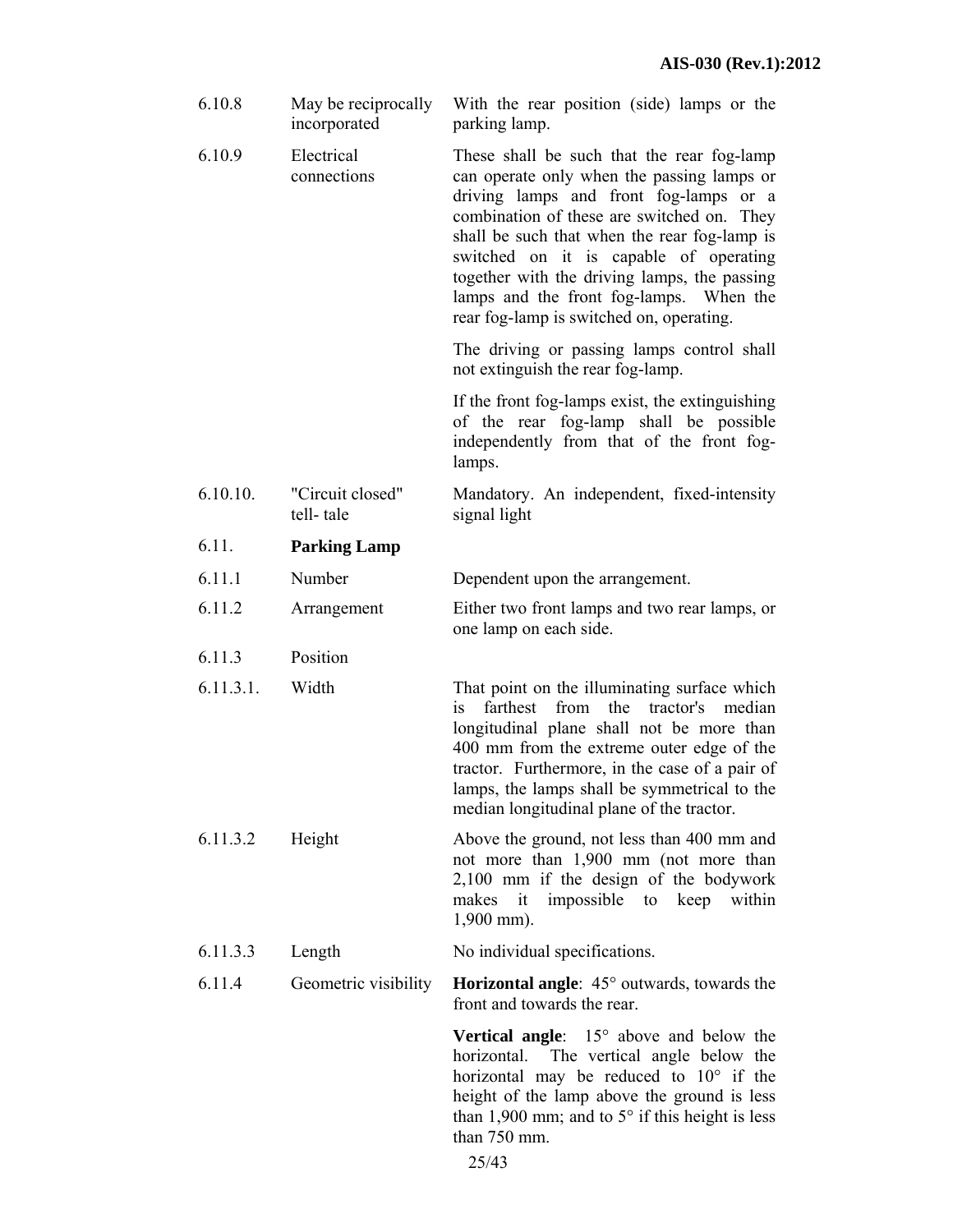| | | |
|---|---|---|
| 6.10.8 | May be reciprocally incorporated | With the rear position (side) lamps or the parking lamp. |
| 6.10.9 | Electrical connections | These shall be such that the rear fog-lamp can operate only when the passing lamps or driving lamps and front fog-lamps or a combination of these are switched on. They shall be such that when the rear fog-lamp is switched on it is capable of operating together with the driving lamps, the passing lamps and the front fog-lamps. When the rear fog-lamp is switched on, operating.<br><br>The driving or passing lamps control shall not extinguish the rear fog-lamp.<br><br>If the front fog-lamps exist, the extinguishing of the rear fog-lamp shall be possible independently from that of the front fog-lamps. |
| 6.10.10. | "Circuit closed" tell- tale | Mandatory. An independent, fixed-intensity signal light |
| 6.11. | **Parking Lamp** | |
| 6.11.1 | Number | Dependent upon the arrangement. |
| 6.11.2 | Arrangement | Either two front lamps and two rear lamps, or one lamp on each side. |
| 6.11.3 | Position | |
| 6.11.3.1. | Width | That point on the illuminating surface which is farthest from the tractor's median longitudinal plane shall not be more than 400 mm from the extreme outer edge of the tractor. Furthermore, in the case of a pair of lamps, the lamps shall be symmetrical to the median longitudinal plane of the tractor. |
| 6.11.3.2 | Height | Above the ground, not less than 400 mm and not more than 1,900 mm (not more than 2,100 mm if the design of the bodywork makes it impossible to keep within 1,900 mm). |
| 6.11.3.3 | Length | No individual specifications. |
| 6.11.4 | Geometric visibility | **Horizontal angle**: 45° outwards, towards the front and towards the rear.<br><br>**Vertical angle**: 15° above and below the horizontal. The vertical angle below the horizontal may be reduced to 10° if the height of the lamp above the ground is less than 1,900 mm; and to 5° if this height is less than 750 mm. |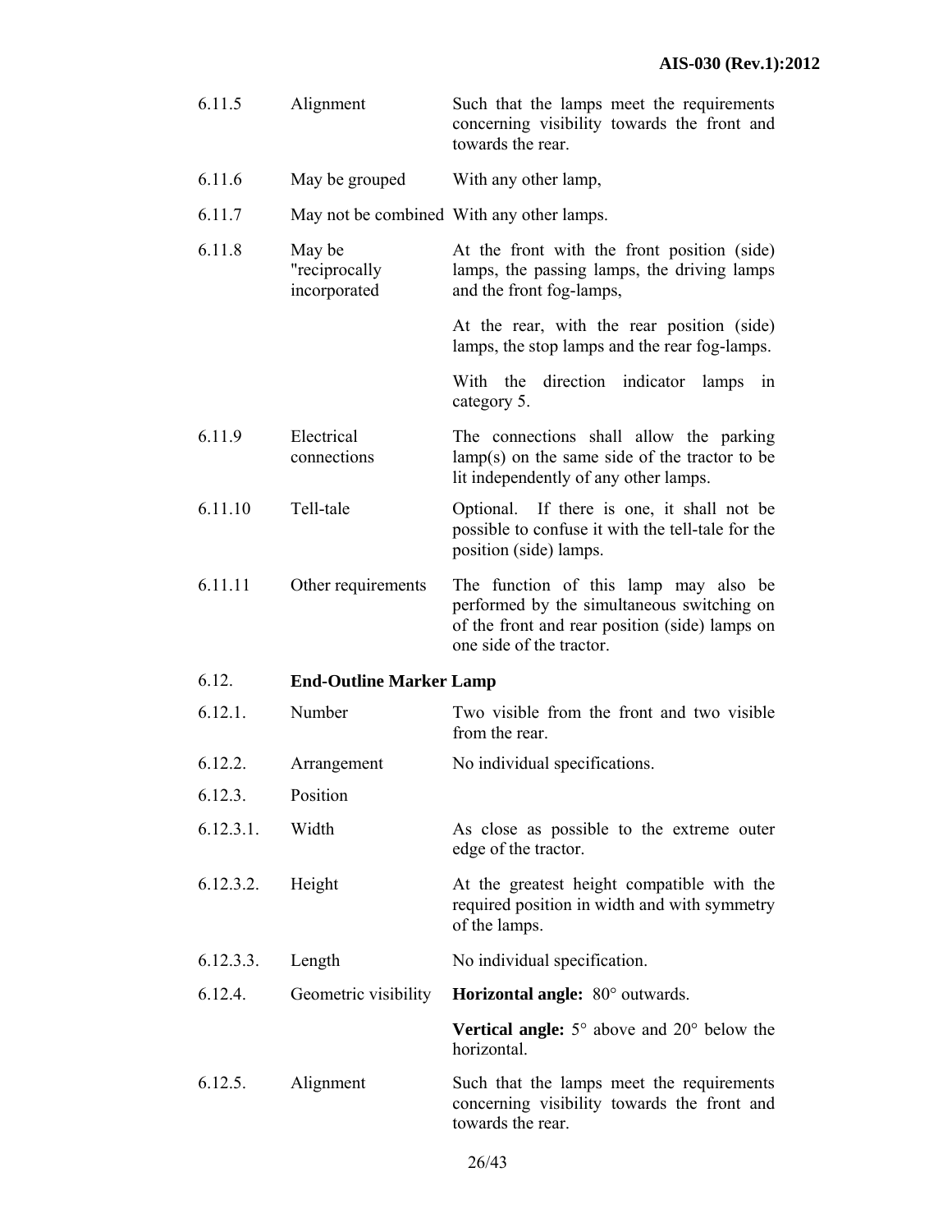| | | |
|---|---|---|
| 6.11.5 | Alignment | Such that the lamps meet the requirements concerning visibility towards the front and towards the rear. |
| 6.11.6 | May be grouped | With any other lamp, |
| 6.11.7 | May not be combined | With any other lamps. |
| 6.11.8 | May be "reciprocally incorporated | At the front with the front position (side) lamps, the passing lamps, the driving lamps and the front fog-lamps,<br><br>At the rear, with the rear position (side) lamps, the stop lamps and the rear fog-lamps.<br><br>With the direction indicator lamps in category 5. |
| 6.11.9 | Electrical connections | The connections shall allow the parking lamp(s) on the same side of the tractor to be lit independently of any other lamps. |
| 6.11.10 | Tell-tale | Optional. If there is one, it shall not be possible to confuse it with the tell-tale for the position (side) lamps. |
| 6.11.11 | Other requirements | The function of this lamp may also be performed by the simultaneous switching on of the front and rear position (side) lamps on one side of the tractor. |

6.12. **End-Outline Marker Lamp**

| | | |
|---|---|---|
| 6.12.1. | Number | Two visible from the front and two visible from the rear. |
| 6.12.2. | Arrangement | No individual specifications. |
| 6.12.3. | Position | |
| 6.12.3.1. | Width | As close as possible to the extreme outer edge of the tractor. |
| 6.12.3.2. | Height | At the greatest height compatible with the required position in width and with symmetry of the lamps. |
| 6.12.3.3. | Length | No individual specification. |
| 6.12.4. | Geometric visibility | **Horizontal angle:** 80° outwards.<br><br>**Vertical angle:** 5° above and 20° below the horizontal. |
| 6.12.5. | Alignment | Such that the lamps meet the requirements concerning visibility towards the front and towards the rear. |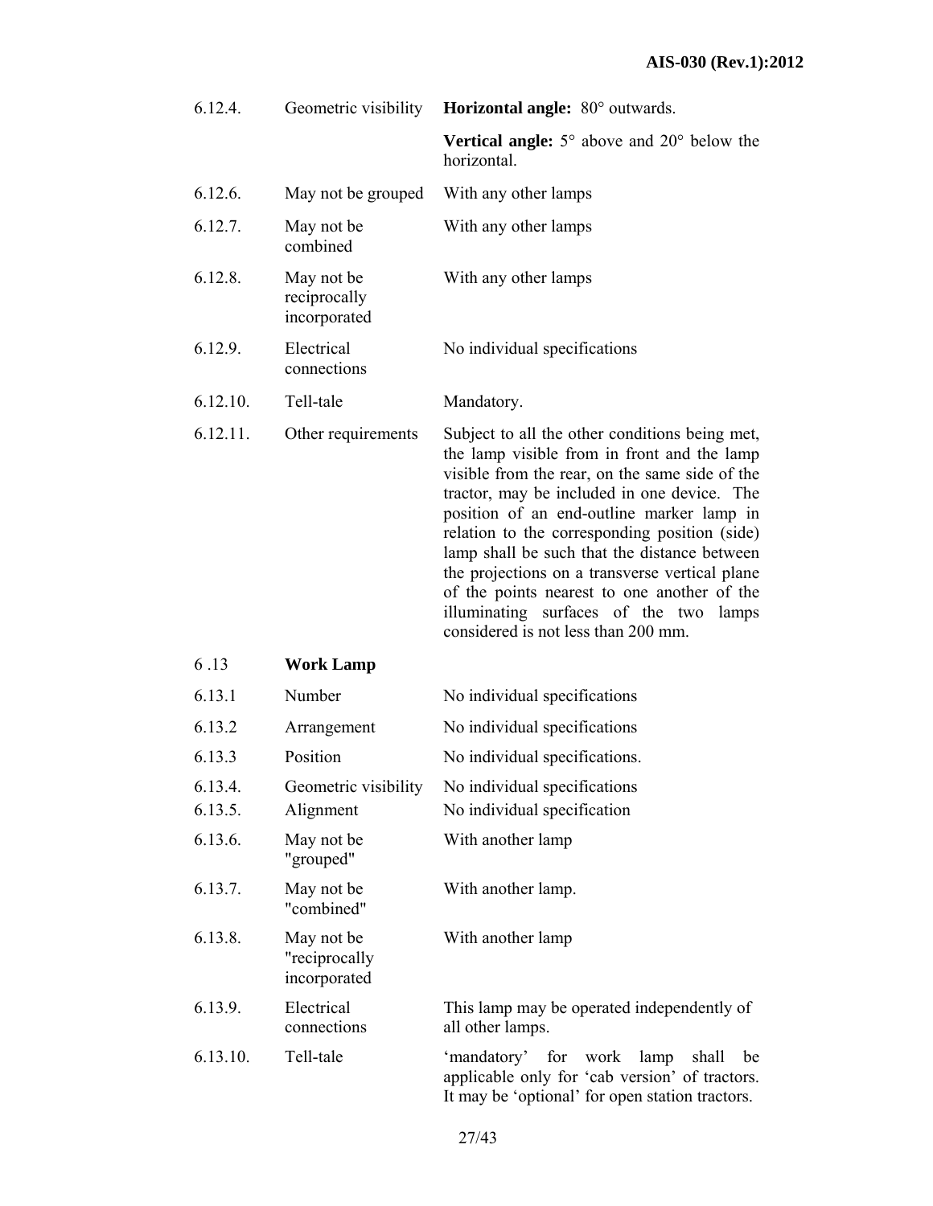| | | |
|---|---|---|
| 6.12.4. | Geometric visibility | **Horizontal angle:** 80° outwards.<br><br>**Vertical angle:** 5° above and 20° below the horizontal. |
| 6.12.6. | May not be grouped | With any other lamps |
| 6.12.7. | May not be combined | With any other lamps |
| 6.12.8. | May not be reciprocally incorporated | With any other lamps |
| 6.12.9. | Electrical connections | No individual specifications |
| 6.12.10. | Tell-tale | Mandatory. |
| 6.12.11. | Other requirements | Subject to all the other conditions being met, the lamp visible from in front and the lamp visible from the rear, on the same side of the tractor, may be included in one device. The position of an end-outline marker lamp in relation to the corresponding position (side) lamp shall be such that the distance between the projections on a transverse vertical plane of the points nearest to one another of the illuminating surfaces of the two lamps considered is not less than 200 mm. |

| | | |
|---|---|---|
| 6 .13 | **Work Lamp** | |
| 6.13.1 | Number | No individual specifications |
| 6.13.2 | Arrangement | No individual specifications |
| 6.13.3 | Position | No individual specifications. |
| 6.13.4. | Geometric visibility | No individual specifications |
| 6.13.5. | Alignment | No individual specification |
| 6.13.6. | May not be "grouped" | With another lamp |
| 6.13.7. | May not be "combined" | With another lamp. |
| 6.13.8. | May not be "reciprocally incorporated | With another lamp |
| 6.13.9. | Electrical connections | This lamp may be operated independently of all other lamps. |
| 6.13.10. | Tell-tale | 'mandatory' for work lamp shall be applicable only for 'cab version' of tractors. It may be 'optional' for open station tractors. |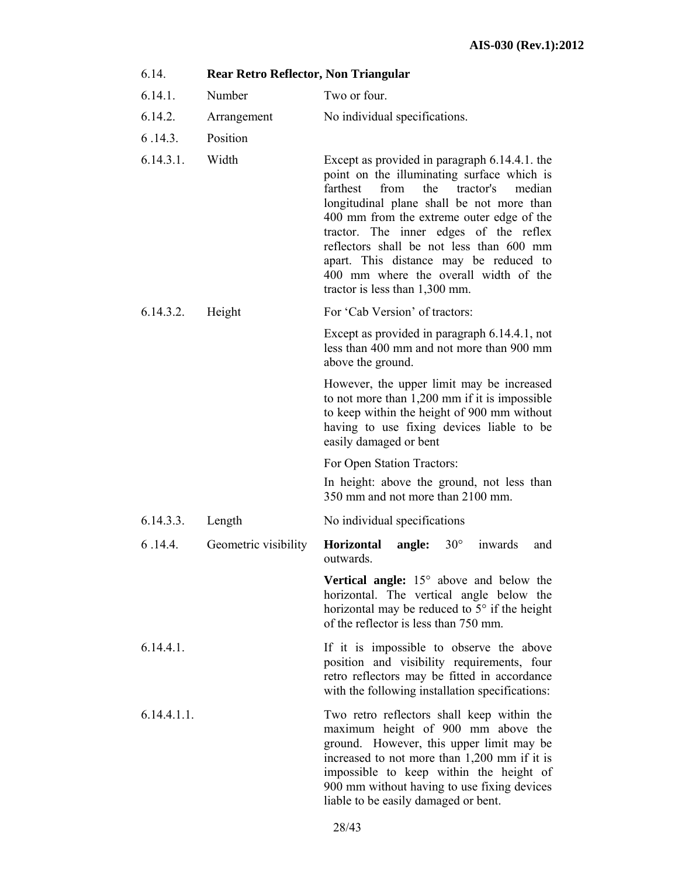| | | |
|---|---|---|
| 6.14. | **Rear Retro Reflector, Non Triangular** | |
| 6.14.1. | Number | Two or four. |
| 6.14.2. | Arrangement | No individual specifications. |
| 6 .14.3. | Position | |
| 6.14.3.1. | Width | Except as provided in paragraph 6.14.4.1. the point on the illuminating surface which is farthest from the tractor's median longitudinal plane shall be not more than 400 mm from the extreme outer edge of the tractor. The inner edges of the reflex reflectors shall be not less than 600 mm apart. This distance may be reduced to 400 mm where the overall width of the tractor is less than 1,300 mm. |
| 6.14.3.2. | Height | For 'Cab Version' of tractors:<br><br>Except as provided in paragraph 6.14.4.1, not less than 400 mm and not more than 900 mm above the ground.<br><br>However, the upper limit may be increased to not more than 1,200 mm if it is impossible to keep within the height of 900 mm without having to use fixing devices liable to be easily damaged or bent<br><br>For Open Station Tractors:<br><br>In height: above the ground, not less than 350 mm and not more than 2100 mm. |
| 6.14.3.3. | Length | No individual specifications |
| 6 .14.4. | Geometric visibility | **Horizontal angle:** 30° inwards and outwards.<br><br>**Vertical angle:** 15° above and below the horizontal. The vertical angle below the horizontal may be reduced to 5° if the height of the reflector is less than 750 mm. |
| 6.14.4.1. | | If it is impossible to observe the above position and visibility requirements, four retro reflectors may be fitted in accordance with the following installation specifications: |
| 6.14.4.1.1. | | Two retro reflectors shall keep within the maximum height of 900 mm above the ground. However, this upper limit may be increased to not more than 1,200 mm if it is impossible to keep within the height of 900 mm without having to use fixing devices liable to be easily damaged or bent. |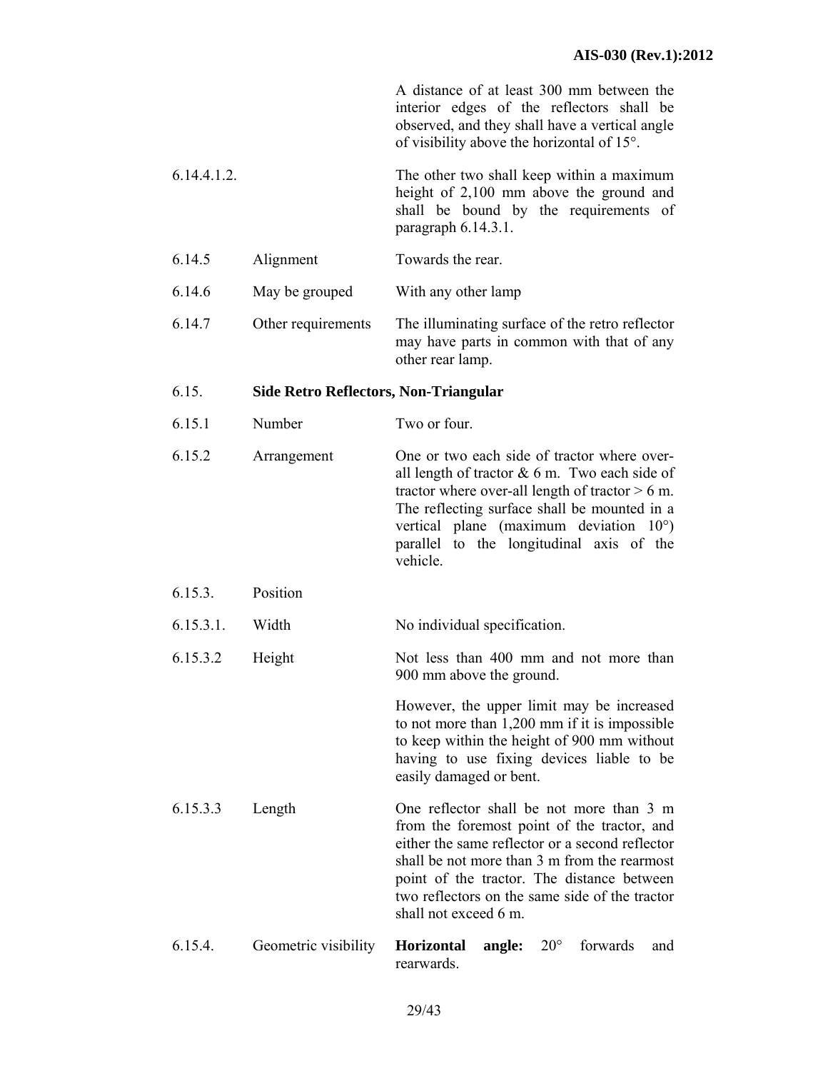| | | |
|---|---|---|
| | | A distance of at least 300 mm between the interior edges of the reflectors shall be observed, and they shall have a vertical angle of visibility above the horizontal of 15°. |
| 6.14.4.1.2. | | The other two shall keep within a maximum height of 2,100 mm above the ground and shall be bound by the requirements of paragraph 6.14.3.1. |
| 6.14.5 | Alignment | Towards the rear. |
| 6.14.6 | May be grouped | With any other lamp |
| 6.14.7 | Other requirements | The illuminating surface of the retro reflector may have parts in common with that of any other rear lamp. |

### 6.15. Side Retro Reflectors, Non-Triangular

| | | |
|---|---|---|
| 6.15.1 | Number | Two or four. |
| 6.15.2 | Arrangement | One or two each side of tractor where over-all length of tractor & 6 m. Two each side of tractor where over-all length of tractor > 6 m. The reflecting surface shall be mounted in a vertical plane (maximum deviation 10°) parallel to the longitudinal axis of the vehicle. |
| 6.15.3. | Position | |
| 6.15.3.1. | Width | No individual specification. |
| 6.15.3.2 | Height | Not less than 400 mm and not more than 900 mm above the ground.<br><br>However, the upper limit may be increased to not more than 1,200 mm if it is impossible to keep within the height of 900 mm without having to use fixing devices liable to be easily damaged or bent. |
| 6.15.3.3 | Length | One reflector shall be not more than 3 m from the foremost point of the tractor, and either the same reflector or a second reflector shall be not more than 3 m from the rearmost point of the tractor. The distance between two reflectors on the same side of the tractor shall not exceed 6 m. |
| 6.15.4. | Geometric visibility | **Horizontal angle:** 20° forwards and rearwards. |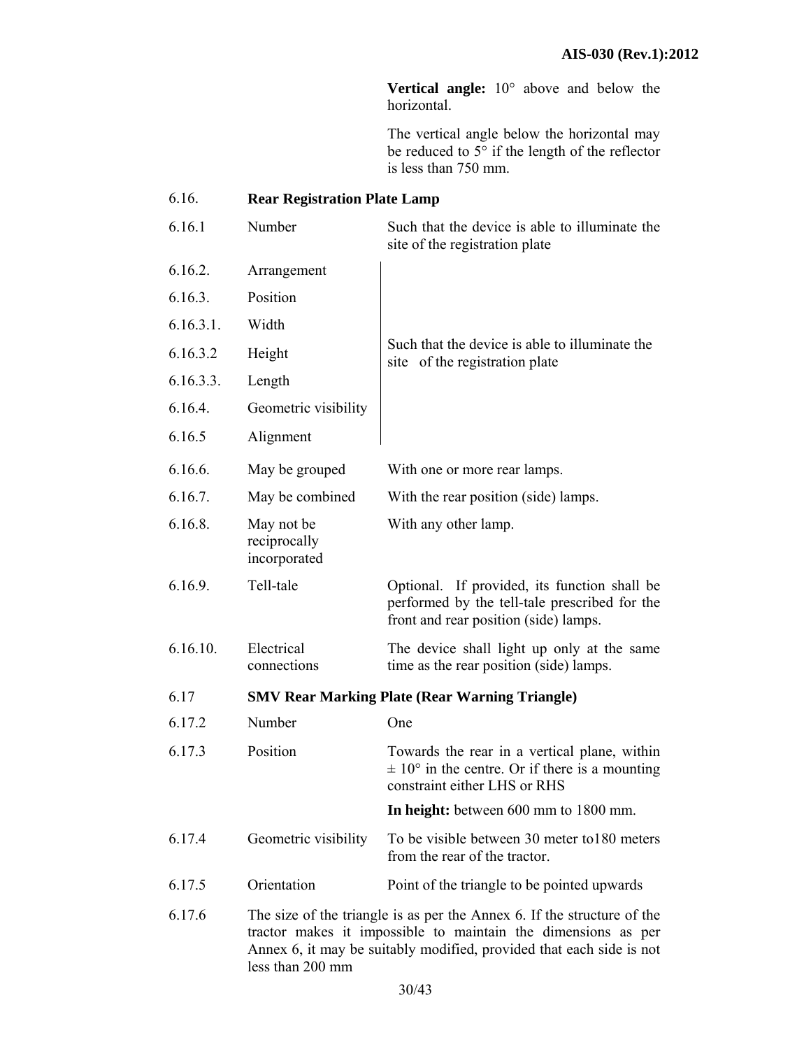| | | |
|---|---|---|
| | | **Vertical angle:** 10° above and below the horizontal. |
| | | The vertical angle below the horizontal may be reduced to 5° if the length of the reflector is less than 750 mm. |
| 6.16. | **Rear Registration Plate Lamp** | |
| 6.16.1 | Number | Such that the device is able to illuminate the site of the registration plate |
| 6.16.2. | Arrangement | Such that the device is able to illuminate the site of the registration plate |
| 6.16.3. | Position | |
| 6.16.3.1. | Width | |
| 6.16.3.2 | Height | |
| 6.16.3.3. | Length | |
| 6.16.4. | Geometric visibility | |
| 6.16.5 | Alignment | |
| 6.16.6. | May be grouped | With one or more rear lamps. |
| 6.16.7. | May be combined | With the rear position (side) lamps. |
| 6.16.8. | May not be reciprocally incorporated | With any other lamp. |
| 6.16.9. | Tell-tale | Optional. If provided, its function shall be performed by the tell-tale prescribed for the front and rear position (side) lamps. |
| 6.16.10. | Electrical connections | The device shall light up only at the same time as the rear position (side) lamps. |
| 6.17 | **SMV Rear Marking Plate (Rear Warning Triangle)** | |
| 6.17.2 | Number | One |
| 6.17.3 | Position | Towards the rear in a vertical plane, within ± 10° in the centre. Or if there is a mounting constraint either LHS or RHS<br>**In height:** between 600 mm to 1800 mm. |
| 6.17.4 | Geometric visibility | To be visible between 30 meter to180 meters from the rear of the tractor. |
| 6.17.5 | Orientation | Point of the triangle to be pointed upwards |
| 6.17.6 | The size of the triangle is as per the Annex 6. If the structure of the tractor makes it impossible to maintain the dimensions as per Annex 6, it may be suitably modified, provided that each side is not less than 200 mm | |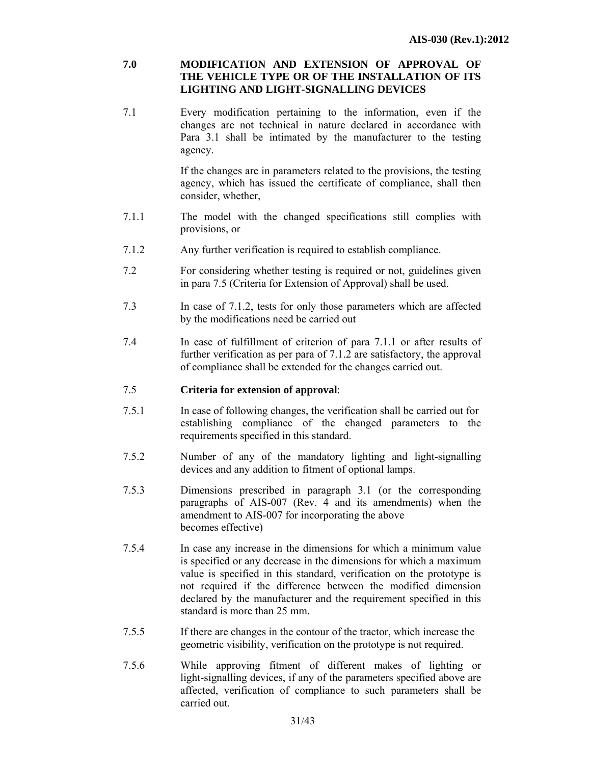## 7.0 MODIFICATION AND EXTENSION OF APPROVAL OF THE VEHICLE TYPE OR OF THE INSTALLATION OF ITS LIGHTING AND LIGHT-SIGNALLING DEVICES

7.1 Every modification pertaining to the information, even if the changes are not technical in nature declared in accordance with Para 3.1 shall be intimated by the manufacturer to the testing agency.

If the changes are in parameters related to the provisions, the testing agency, which has issued the certificate of compliance, shall then consider, whether,

7.1.1 The model with the changed specifications still complies with provisions, or

7.1.2 Any further verification is required to establish compliance.

7.2 For considering whether testing is required or not, guidelines given in para 7.5 (Criteria for Extension of Approval) shall be used.

7.3 In case of 7.1.2, tests for only those parameters which are affected by the modifications need be carried out

7.4 In case of fulfillment of criterion of para 7.1.1 or after results of further verification as per para of 7.1.2 are satisfactory, the approval of compliance shall be extended for the changes carried out.

7.5 **Criteria for extension of approval**:

7.5.1 In case of following changes, the verification shall be carried out for establishing compliance of the changed parameters to the requirements specified in this standard.

7.5.2 Number of any of the mandatory lighting and light-signalling devices and any addition to fitment of optional lamps.

7.5.3 Dimensions prescribed in paragraph 3.1 (or the corresponding paragraphs of AIS-007 (Rev. 4 and its amendments) when the amendment to AIS-007 for incorporating the above becomes effective)

7.5.4 In case any increase in the dimensions for which a minimum value is specified or any decrease in the dimensions for which a maximum value is specified in this standard, verification on the prototype is not required if the difference between the modified dimension declared by the manufacturer and the requirement specified in this standard is more than 25 mm.

7.5.5 If there are changes in the contour of the tractor, which increase the geometric visibility, verification on the prototype is not required.

7.5.6 While approving fitment of different makes of lighting or light-signalling devices, if any of the parameters specified above are affected, verification of compliance to such parameters shall be carried out.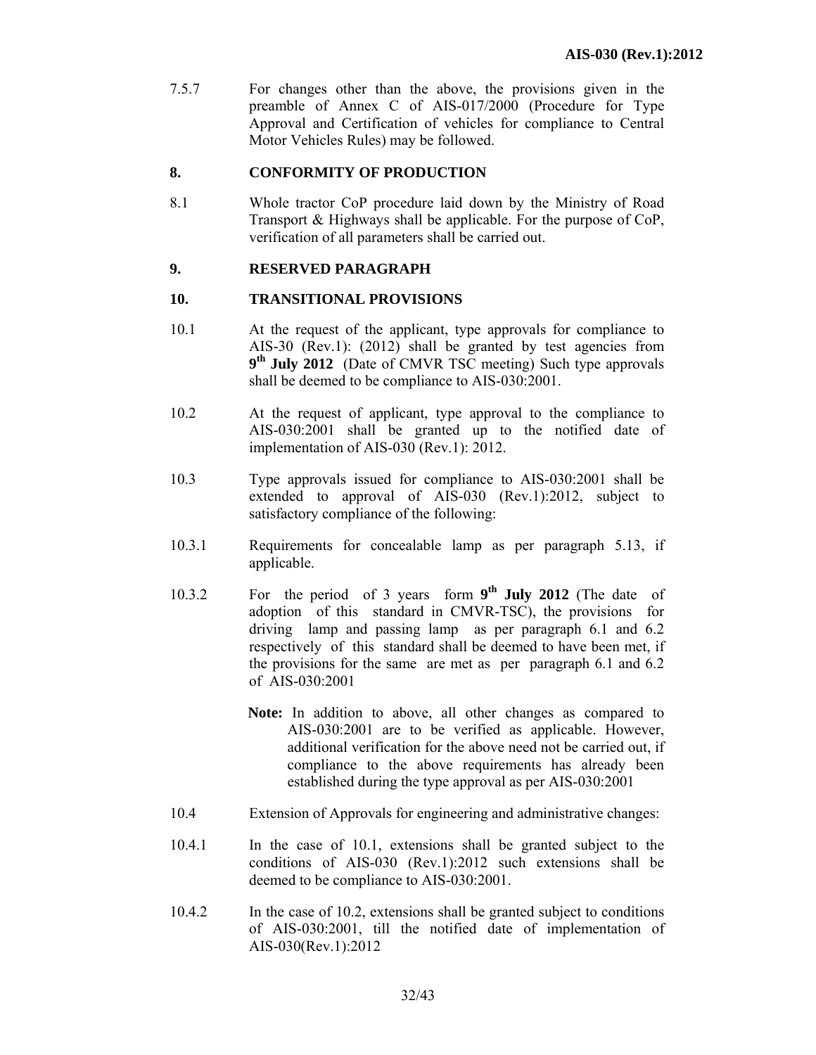7.5.7 For changes other than the above, the provisions given in the preamble of Annex C of AIS-017/2000 (Procedure for Type Approval and Certification of vehicles for compliance to Central Motor Vehicles Rules) may be followed.

## 8. CONFORMITY OF PRODUCTION

8.1 Whole tractor CoP procedure laid down by the Ministry of Road Transport & Highways shall be applicable. For the purpose of CoP, verification of all parameters shall be carried out.

## 9. RESERVED PARAGRAPH

## 10. TRANSITIONAL PROVISIONS

10.1 At the request of the applicant, type approvals for compliance to AIS-30 (Rev.1): (2012) shall be granted by test agencies from **9th July 2012** (Date of CMVR TSC meeting) Such type approvals shall be deemed to be compliance to AIS-030:2001.

10.2 At the request of applicant, type approval to the compliance to AIS-030:2001 shall be granted up to the notified date of implementation of AIS-030 (Rev.1): 2012.

10.3 Type approvals issued for compliance to AIS-030:2001 shall be extended to approval of AIS-030 (Rev.1):2012, subject to satisfactory compliance of the following:

10.3.1 Requirements for concealable lamp as per paragraph 5.13, if applicable.

10.3.2 For the period of 3 years form **9th July 2012** (The date of adoption of this standard in CMVR-TSC), the provisions for driving lamp and passing lamp as per paragraph 6.1 and 6.2 respectively of this standard shall be deemed to have been met, if the provisions for the same are met as per paragraph 6.1 and 6.2 of AIS-030:2001

**Note:** In addition to above, all other changes as compared to AIS-030:2001 are to be verified as applicable. However, additional verification for the above need not be carried out, if compliance to the above requirements has already been established during the type approval as per AIS-030:2001

10.4 Extension of Approvals for engineering and administrative changes:

10.4.1 In the case of 10.1, extensions shall be granted subject to the conditions of AIS-030 (Rev.1):2012 such extensions shall be deemed to be compliance to AIS-030:2001.

10.4.2 In the case of 10.2, extensions shall be granted subject to conditions of AIS-030:2001, till the notified date of implementation of AIS-030(Rev.1):2012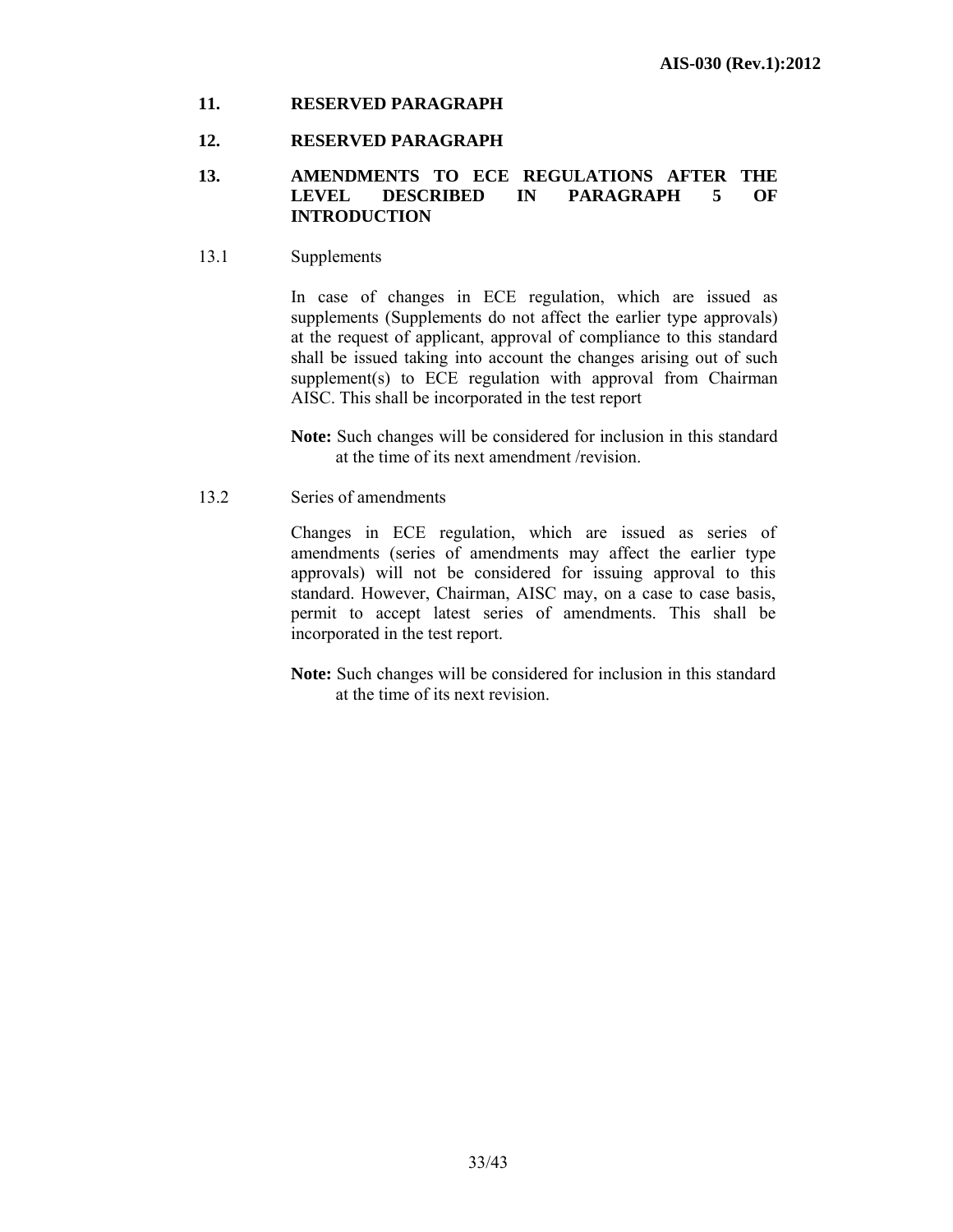## 11. RESERVED PARAGRAPH

## 12. RESERVED PARAGRAPH

## 13. AMENDMENTS TO ECE REGULATIONS AFTER THE LEVEL DESCRIBED IN PARAGRAPH 5 OF INTRODUCTION

13.1 Supplements

In case of changes in ECE regulation, which are issued as supplements (Supplements do not affect the earlier type approvals) at the request of applicant, approval of compliance to this standard shall be issued taking into account the changes arising out of such supplement(s) to ECE regulation with approval from Chairman AISC. This shall be incorporated in the test report

**Note:** Such changes will be considered for inclusion in this standard at the time of its next amendment /revision.

13.2 Series of amendments

Changes in ECE regulation, which are issued as series of amendments (series of amendments may affect the earlier type approvals) will not be considered for issuing approval to this standard. However, Chairman, AISC may, on a case to case basis, permit to accept latest series of amendments. This shall be incorporated in the test report.

**Note:** Such changes will be considered for inclusion in this standard at the time of its next revision.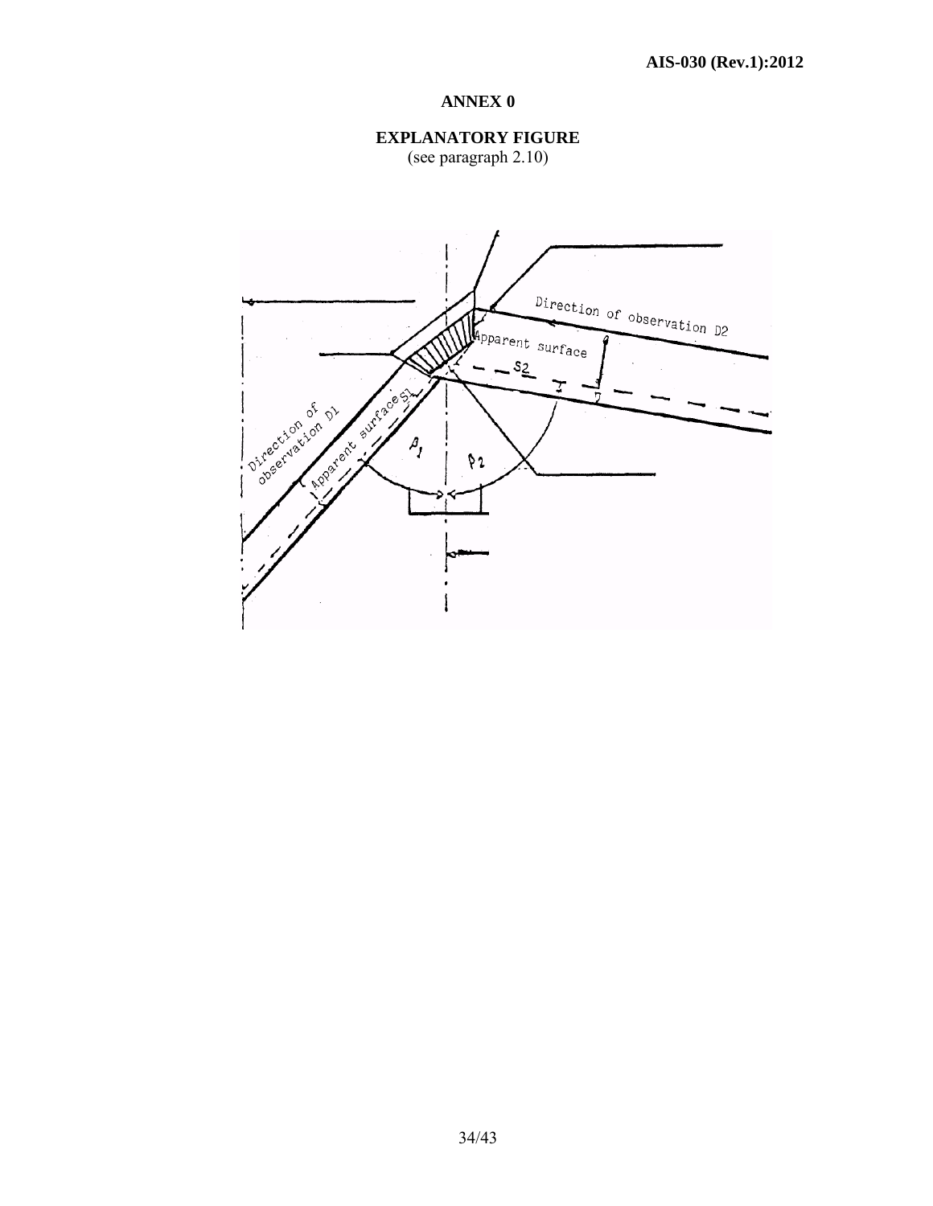## ANNEX 0

### EXPLANATORY FIGURE

(see paragraph 2.10)

Direction of observation D2

Apparent surface

S2

Direction of observation D1

Apparent surface S1

$\beta_1$

$\beta_2$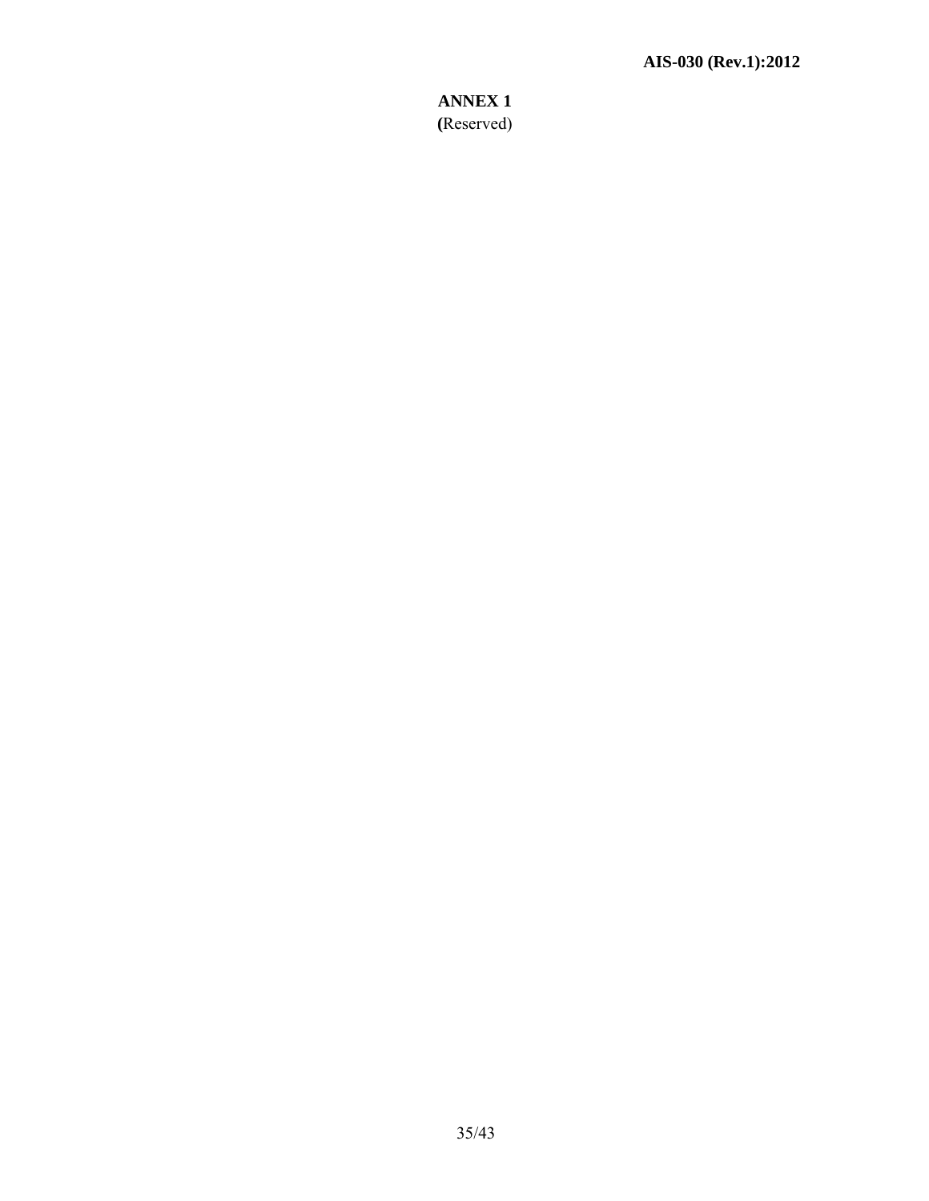# ANNEX 1

(Reserved)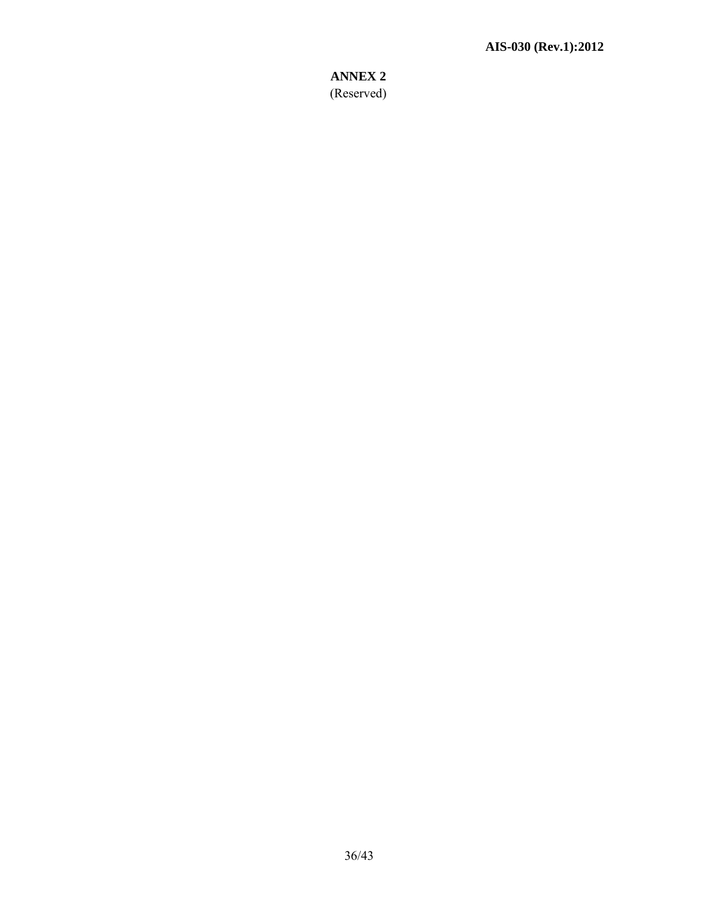# ANNEX 2

(Reserved)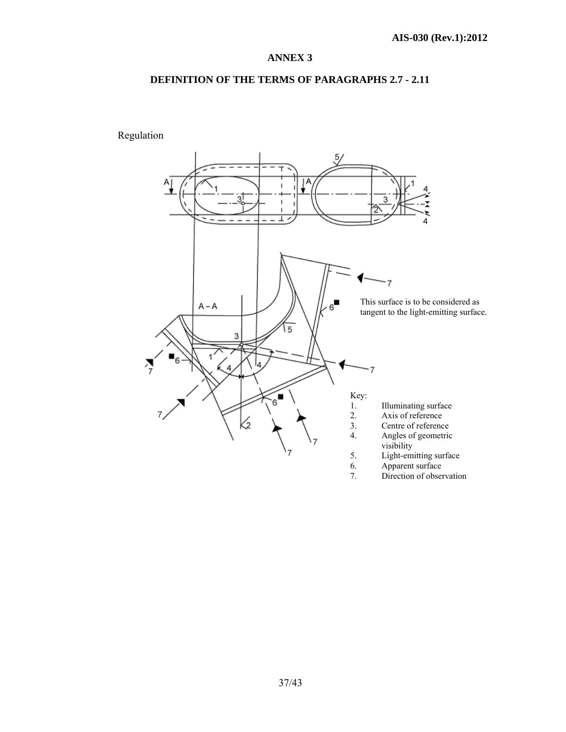# ANNEX 3

## DEFINITION OF THE TERMS OF PARAGRAPHS 2.7 - 2.11

Regulation

This surface is to be considered as tangent to the light-emitting surface.

Key:

1. Illuminating surface
2. Axis of reference
3. Centre of reference
4. Angles of geometric visibility
5. Light-emitting surface
6. Apparent surface
7. Direction of observation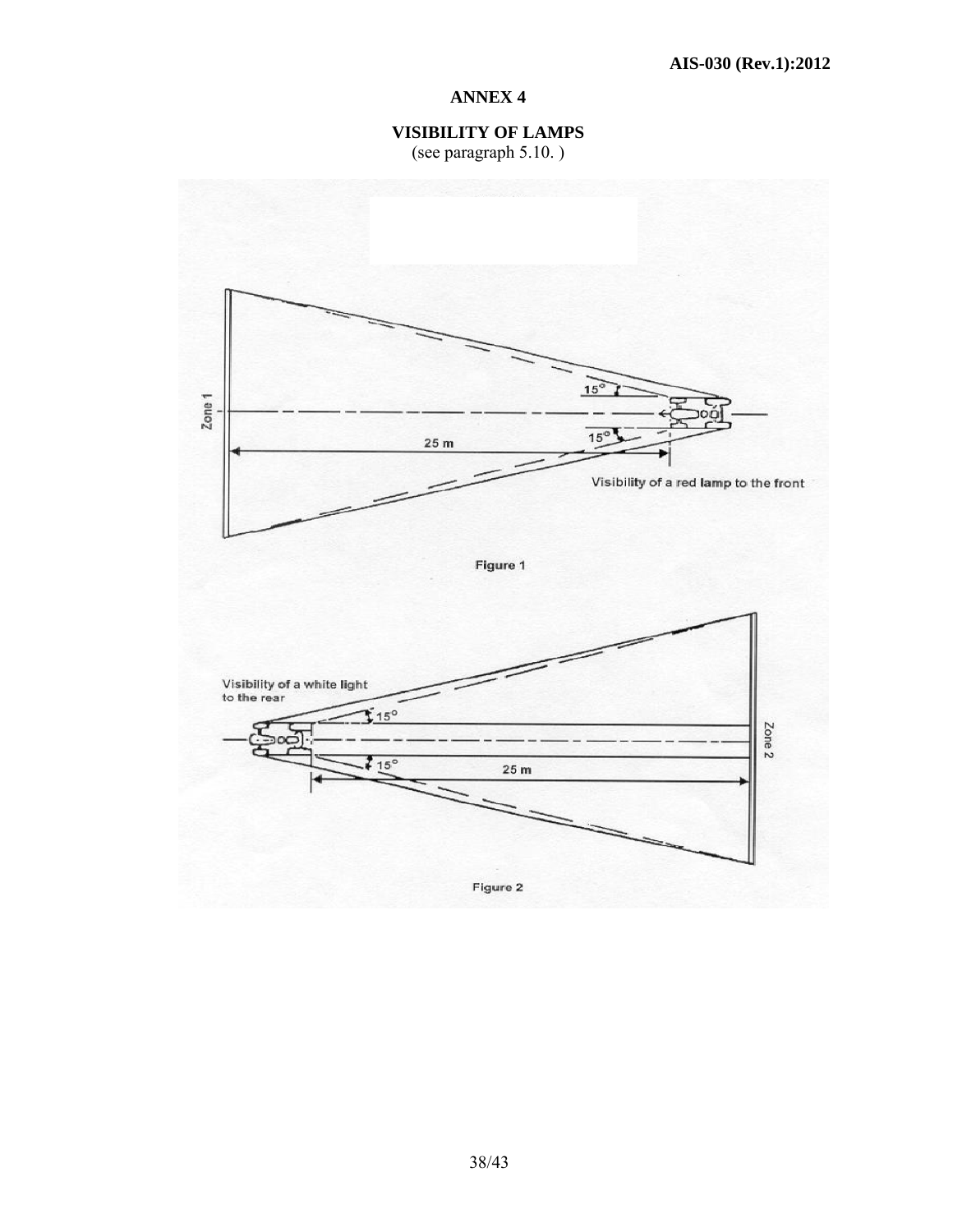# ANNEX 4

## VISIBILITY OF LAMPS

(see paragraph 5.10. )

Zone 1

15°

15°

25 m

Visibility of a red lamp to the front

Figure 1

Visibility of a white light to the rear

15°

15°

25 m

Zone 2

Figure 2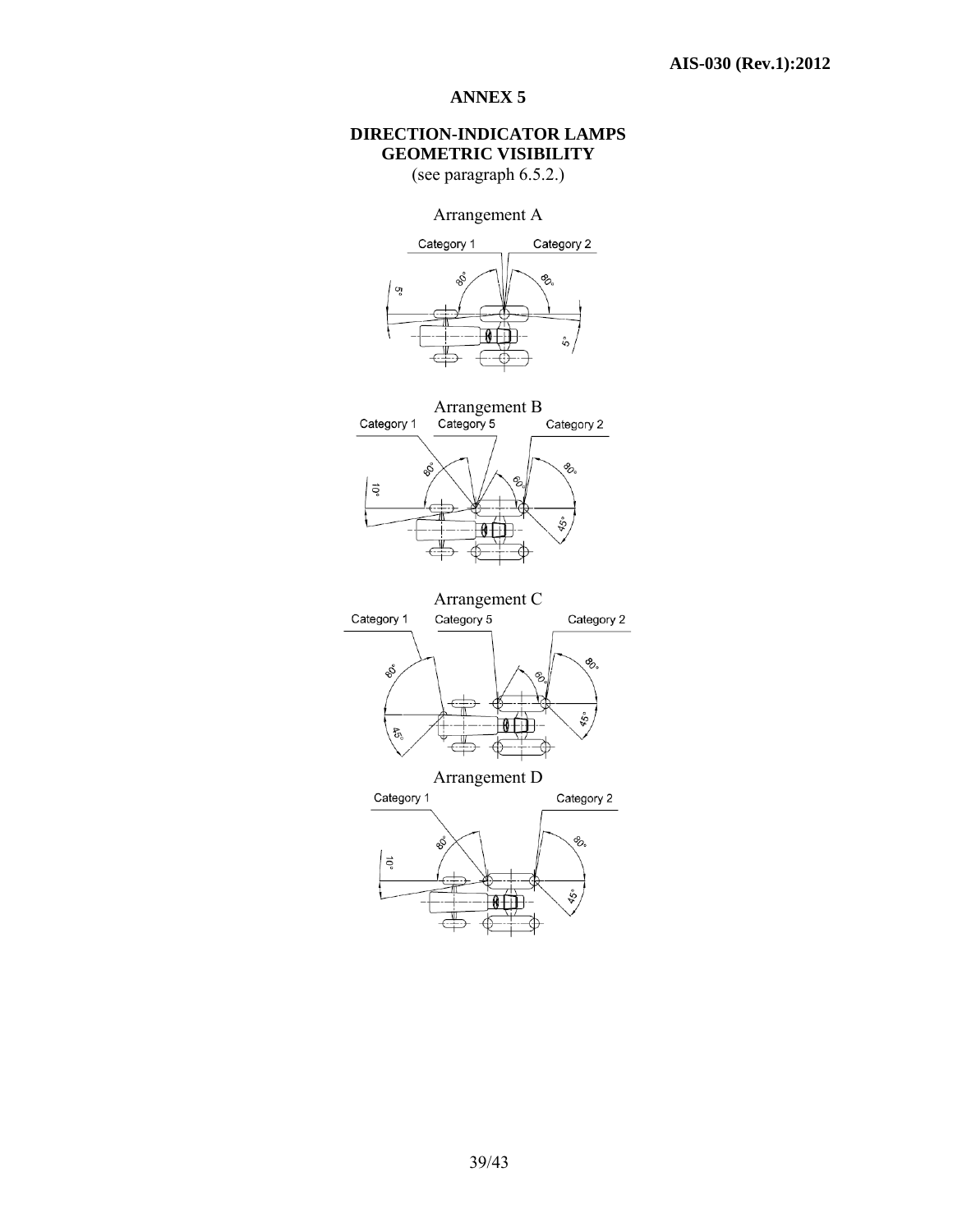## ANNEX 5

### DIRECTION-INDICATOR LAMPS GEOMETRIC VISIBILITY

(see paragraph 6.5.2.)

Arrangement A

Category 1 Category 2

80° 80° 5° 5°

Arrangement B

Category 1 Category 5 Category 2

80° 60° 80° 10° 45°

Arrangement C

Category 1 Category 5 Category 2

80° 60° 80° 45° 45°

Arrangement D

Category 1 Category 2

80° 80° 10° 45°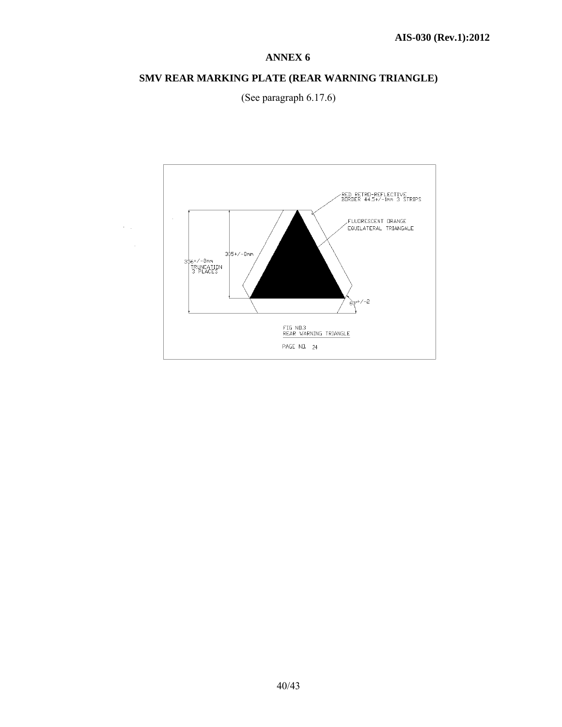# ANNEX 6

## SMV REAR MARKING PLATE (REAR WARNING TRIANGLE)

(See paragraph 6.17.6)

RED RETRO-REFLECTIVE BORDER 44.5+/-1mm 3 STRIPS

FLUORESCENT ORANGE EQUILATERAL TRIANGALE

305+/-8mm

356+/-8mm TRUNCATION 3 PLACES

60+/-2

FIG NO.3
REAR WARNING TRIANGLE

PAGE NO. 24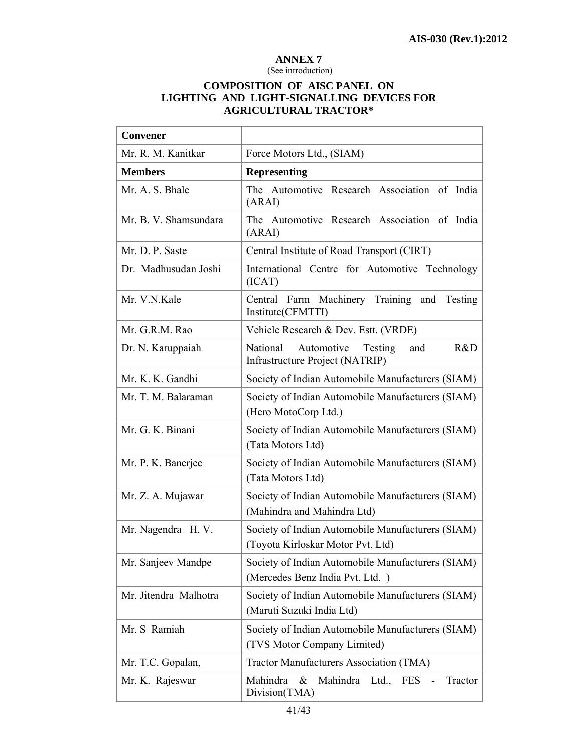## ANNEX 7

(See introduction)

### COMPOSITION OF AISC PANEL ON LIGHTING AND LIGHT-SIGNALLING DEVICES FOR AGRICULTURAL TRACTOR*

| **Convener** | |
|---|---|
| Mr. R. M. Kanitkar | Force Motors Ltd., (SIAM) |
| **Members** | **Representing** |
| Mr. A. S. Bhale | The Automotive Research Association of India (ARAI) |
| Mr. B. V. Shamsundara | The Automotive Research Association of India (ARAI) |
| Mr. D. P. Saste | Central Institute of Road Transport (CIRT) |
| Dr. Madhusudan Joshi | International Centre for Automotive Technology (ICAT) |
| Mr. V.N.Kale | Central Farm Machinery Training and Testing Institute(CFMTTI) |
| Mr. G.R.M. Rao | Vehicle Research & Dev. Estt. (VRDE) |
| Dr. N. Karuppaiah | National Automotive Testing and R&D Infrastructure Project (NATRIP) |
| Mr. K. K. Gandhi | Society of Indian Automobile Manufacturers (SIAM) |
| Mr. T. M. Balaraman | Society of Indian Automobile Manufacturers (SIAM) (Hero MotoCorp Ltd.) |
| Mr. G. K. Binani | Society of Indian Automobile Manufacturers (SIAM) (Tata Motors Ltd) |
| Mr. P. K. Banerjee | Society of Indian Automobile Manufacturers (SIAM) (Tata Motors Ltd) |
| Mr. Z. A. Mujawar | Society of Indian Automobile Manufacturers (SIAM) (Mahindra and Mahindra Ltd) |
| Mr. Nagendra H. V. | Society of Indian Automobile Manufacturers (SIAM) (Toyota Kirloskar Motor Pvt. Ltd) |
| Mr. Sanjeev Mandpe | Society of Indian Automobile Manufacturers (SIAM) (Mercedes Benz India Pvt. Ltd. ) |
| Mr. Jitendra Malhotra | Society of Indian Automobile Manufacturers (SIAM) (Maruti Suzuki India Ltd) |
| Mr. S Ramiah | Society of Indian Automobile Manufacturers (SIAM) (TVS Motor Company Limited) |
| Mr. T.C. Gopalan, | Tractor Manufacturers Association (TMA) |
| Mr. K. Rajeswar | Mahindra & Mahindra Ltd., FES - Tractor Division(TMA) |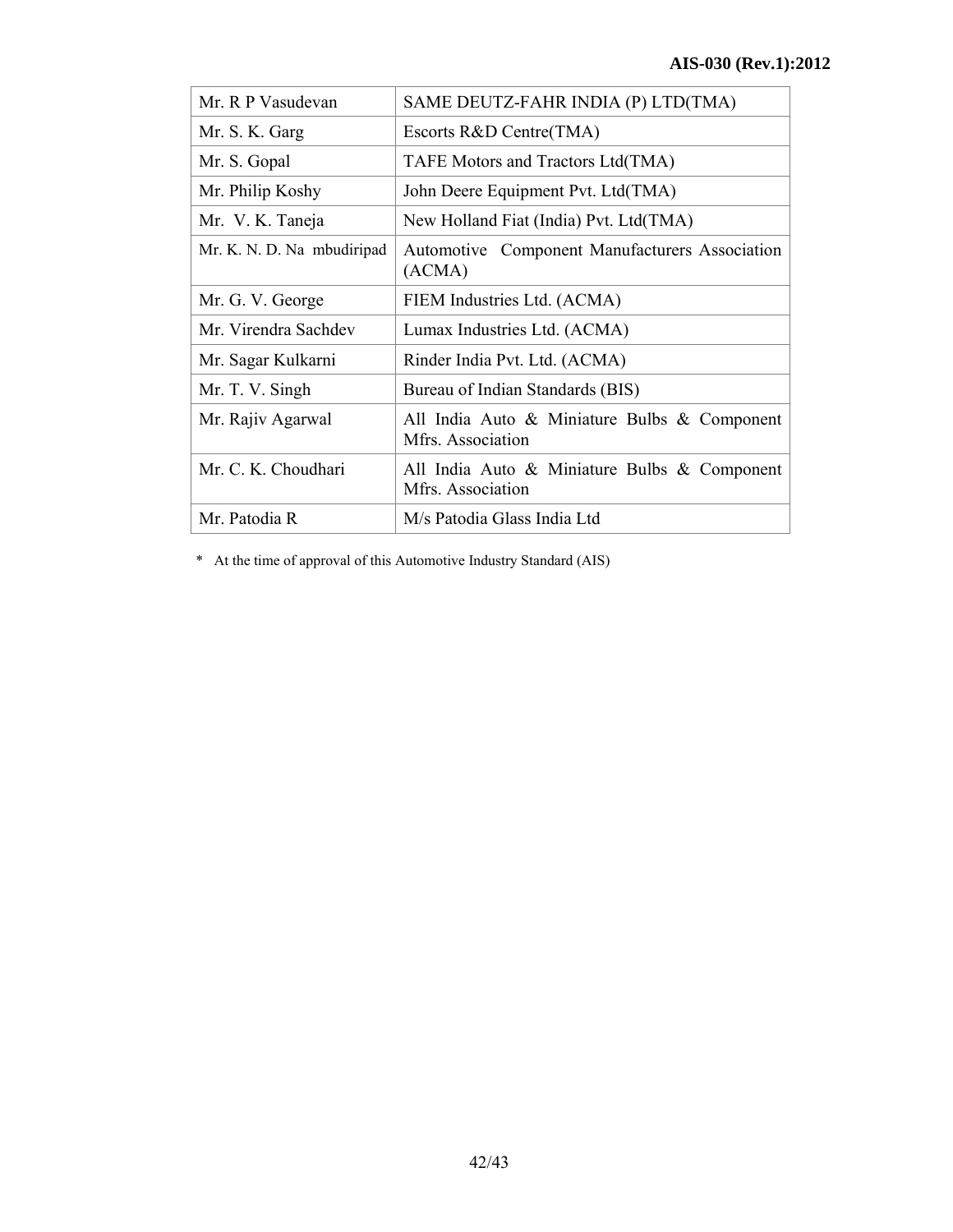| | |
|---|---|
| Mr. R P Vasudevan | SAME DEUTZ-FAHR INDIA (P) LTD(TMA) |
| Mr. S. K. Garg | Escorts R&D Centre(TMA) |
| Mr. S. Gopal | TAFE Motors and Tractors Ltd(TMA) |
| Mr. Philip Koshy | John Deere Equipment Pvt. Ltd(TMA) |
| Mr. V. K. Taneja | New Holland Fiat (India) Pvt. Ltd(TMA) |
| Mr. K. N. D. Na mbudiripad | Automotive Component Manufacturers Association (ACMA) |
| Mr. G. V. George | FIEM Industries Ltd. (ACMA) |
| Mr. Virendra Sachdev | Lumax Industries Ltd. (ACMA) |
| Mr. Sagar Kulkarni | Rinder India Pvt. Ltd. (ACMA) |
| Mr. T. V. Singh | Bureau of Indian Standards (BIS) |
| Mr. Rajiv Agarwal | All India Auto & Miniature Bulbs & Component Mfrs. Association |
| Mr. C. K. Choudhari | All India Auto & Miniature Bulbs & Component Mfrs. Association |
| Mr. Patodia R | M/s Patodia Glass India Ltd |

\* At the time of approval of this Automotive Industry Standard (AIS)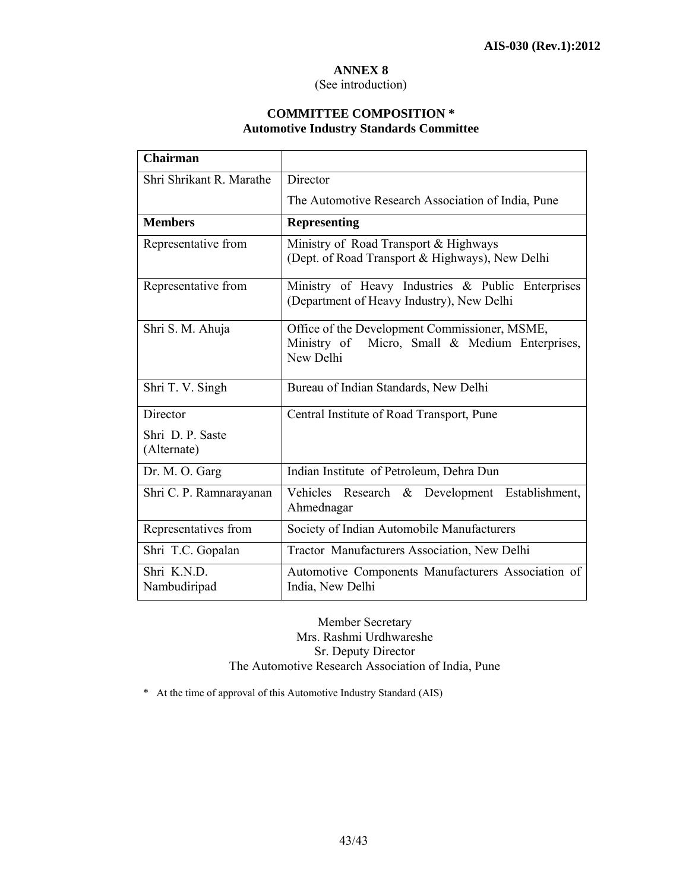## ANNEX 8

(See introduction)

### COMMITTEE COMPOSITION *

### Automotive Industry Standards Committee

| **Chairman** | |
|---|---|
| Shri Shrikant R. Marathe | Director<br>The Automotive Research Association of India, Pune |
| **Members** | **Representing** |
| Representative from | Ministry of Road Transport & Highways (Dept. of Road Transport & Highways), New Delhi |
| Representative from | Ministry of Heavy Industries & Public Enterprises (Department of Heavy Industry), New Delhi |
| Shri S. M. Ahuja | Office of the Development Commissioner, MSME, Ministry of Micro, Small & Medium Enterprises, New Delhi |
| Shri T. V. Singh | Bureau of Indian Standards, New Delhi |
| Director<br>Shri D. P. Saste (Alternate) | Central Institute of Road Transport, Pune |
| Dr. M. O. Garg | Indian Institute of Petroleum, Dehra Dun |
| Shri C. P. Ramnarayanan | Vehicles Research & Development Establishment, Ahmednagar |
| Representatives from | Society of Indian Automobile Manufacturers |
| Shri T.C. Gopalan | Tractor Manufacturers Association, New Delhi |
| Shri K.N.D. Nambudiripad | Automotive Components Manufacturers Association of India, New Delhi |

Member Secretary
Mrs. Rashmi Urdhwareshe
Sr. Deputy Director
The Automotive Research Association of India, Pune

* At the time of approval of this Automotive Industry Standard (AIS)